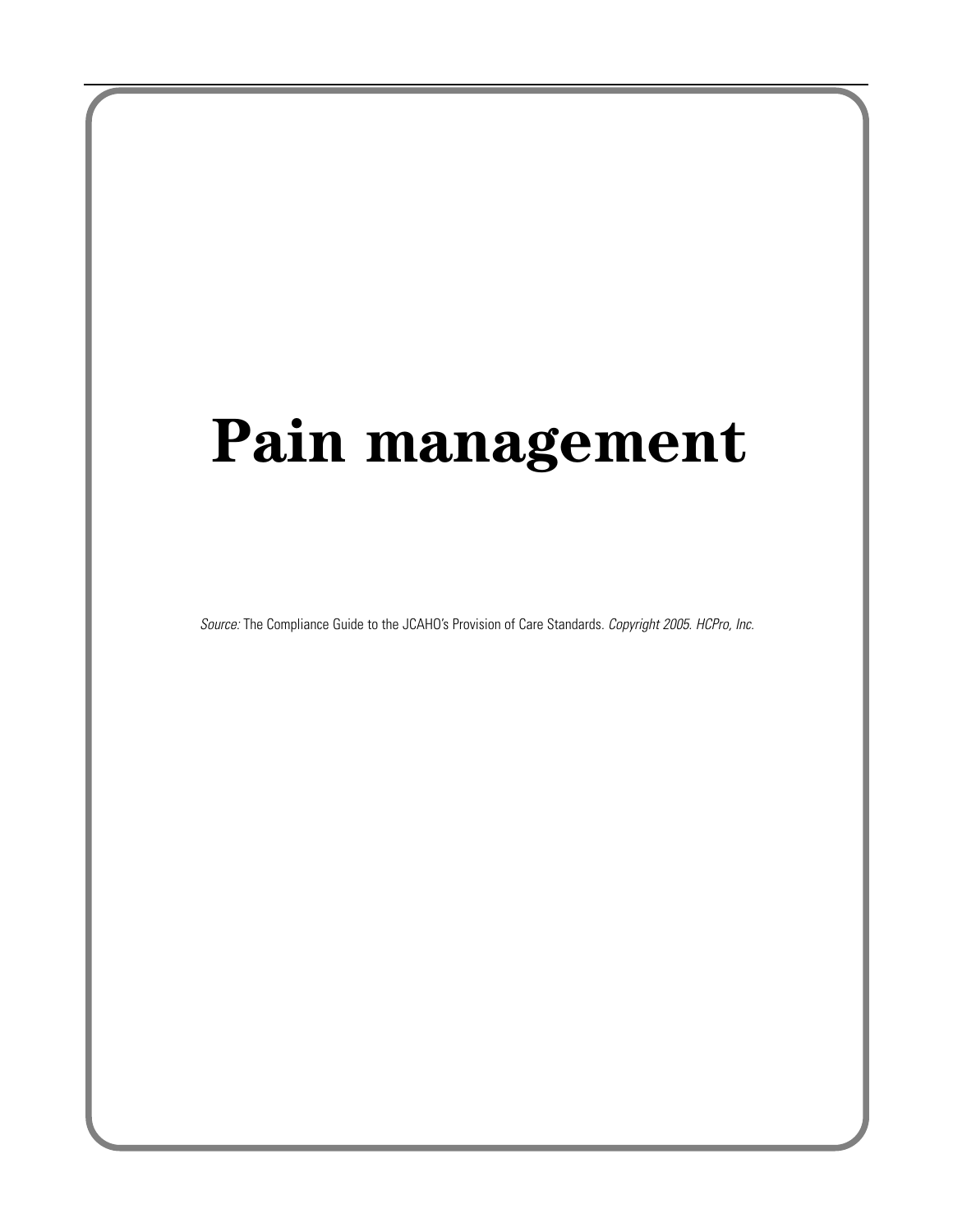# Pain management

*Source:* The Compliance Guide to the JCAHO's Provision of Care Standards. *Copyright 2005. HCPro, Inc.*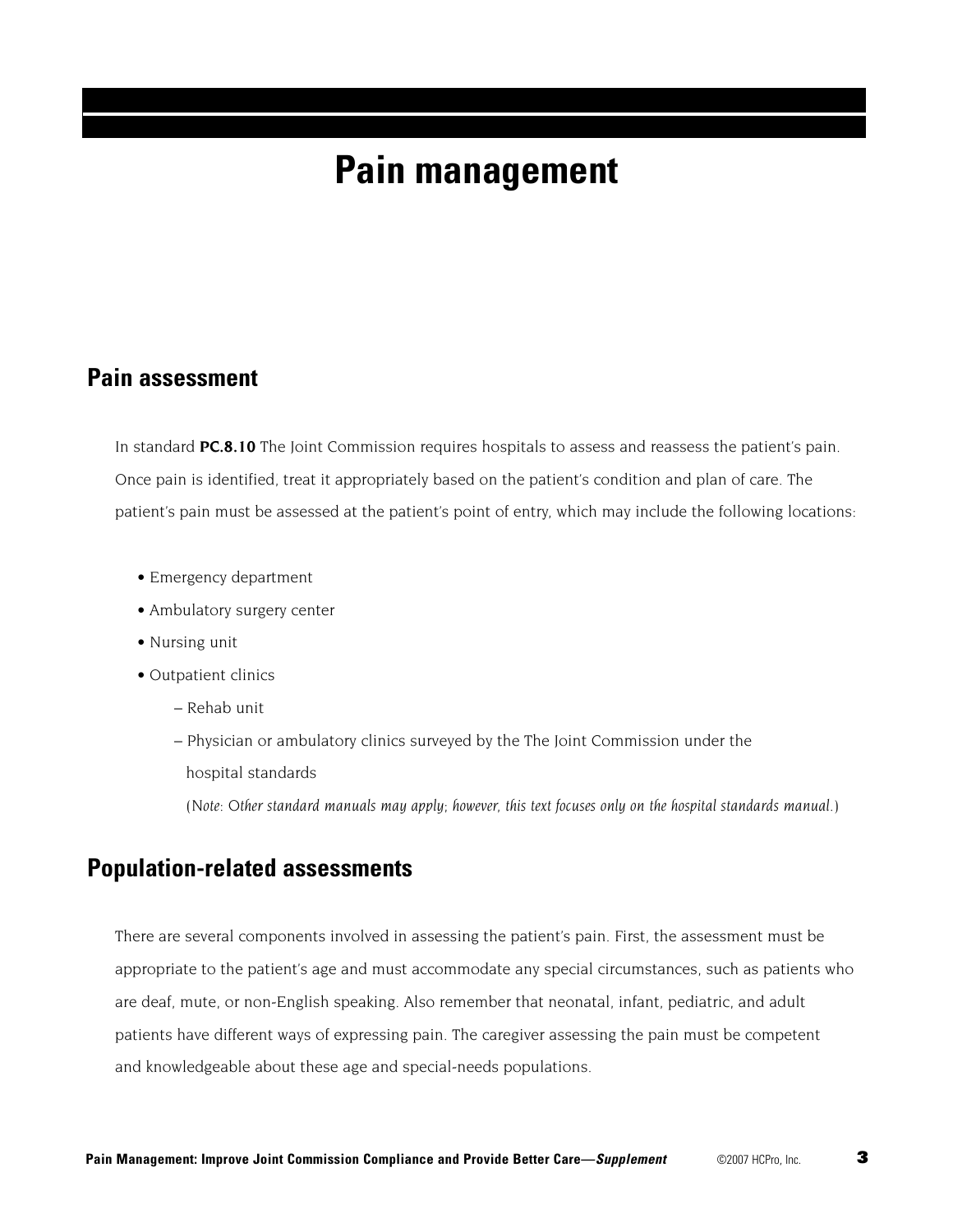# Pain management

## Pain assessment

In standard **PC.8.10** The Joint Commission requires hospitals to assess and reassess the patient's pain. Once pain is identified, treat it appropriately based on the patient's condition and plan of care. The patient's pain must be assessed at the patient's point of entry, which may include the following locations:

- Emergency department
- Ambulatory surgery center
- Nursing unit
- Outpatient clinics
  - Rehab unit
  - Physician or ambulatory clinics surveyed by the The Joint Commission under the hospital standards

    (*Note: Other standard manuals may apply; however, this text focuses only on the hospital standards manual.*)

## Population-related assessments

There are several components involved in assessing the patient's pain. First, the assessment must be appropriate to the patient's age and must accommodate any special circumstances, such as patients who are deaf, mute, or non-English speaking. Also remember that neonatal, infant, pediatric, and adult patients have different ways of expressing pain. The caregiver assessing the pain must be competent and knowledgeable about these age and special-needs populations.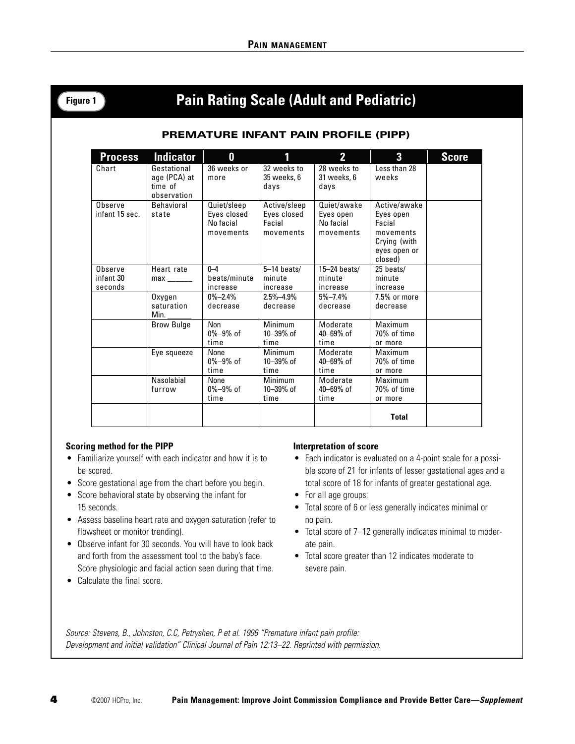**Figure 1**

## Pain Rating Scale (Adult and Pediatric)

### PREMATURE INFANT PAIN PROFILE (PIPP)

| Process | Indicator | 0 | 1 | 2 | 3 | Score |
|---|---|---|---|---|---|---|
| Chart | Gestational age (PCA) at time of observation | 36 weeks or more | 32 weeks to 35 weeks, 6 days | 28 weeks to 31 weeks, 6 days | Less than 28 weeks | |
| Observe infant 15 sec. | Behavioral state | Quiet/sleep Eyes closed No facial movements | Active/sleep Eyes closed Facial movements | Quiet/awake Eyes open No facial movements | Active/awake Eyes open Facial movements Crying (with eyes open or closed) | |
| Observe infant 30 seconds | Heart rate max ______ | 0–4 beats/minute increase | 5–14 beats/ minute increase | 15–24 beats/ minute increase | 25 beats/ minute increase | |
| | Oxygen saturation Min. ______ | 0%–2.4% decrease | 2.5%–4.9% decrease | 5%–7.4% decrease | 7.5% or more decrease | |
| | Brow Bulge | Non 0%–9% of time | Minimum 10–39% of time | Moderate 40–69% of time | Maximum 70% of time or more | |
| | Eye squeeze | None 0%–9% of time | Minimum 10–39% of time | Moderate 40–69% of time | Maximum 70% of time or more | |
| | Nasolabial furrow | None 0%–9% of time | Minimum 10–39% of time | Moderate 40–69% of time | Maximum 70% of time or more | |
| | | | | | **Total** | |

**Scoring method for the PIPP**

- Familiarize yourself with each indicator and how it is to be scored.
- Score gestational age from the chart before you begin.
- Score behavioral state by observing the infant for 15 seconds.
- Assess baseline heart rate and oxygen saturation (refer to flowsheet or monitor trending).
- Observe infant for 30 seconds. You will have to look back and forth from the assessment tool to the baby's face. Score physiologic and facial action seen during that time.
- Calculate the final score.

**Interpretation of score**

- Each indicator is evaluated on a 4-point scale for a possible score of 21 for infants of lesser gestational ages and a total score of 18 for infants of greater gestational age.
- For all age groups:
- Total score of 6 or less generally indicates minimal or no pain.
- Total score of 7–12 generally indicates minimal to moderate pain.
- Total score greater than 12 indicates moderate to severe pain.

*Source: Stevens, B., Johnston, C.C, Petryshen, P et al. 1996 "Premature infant pain profile: Development and initial validation" Clinical Journal of Pain 12:13–22. Reprinted with permission.*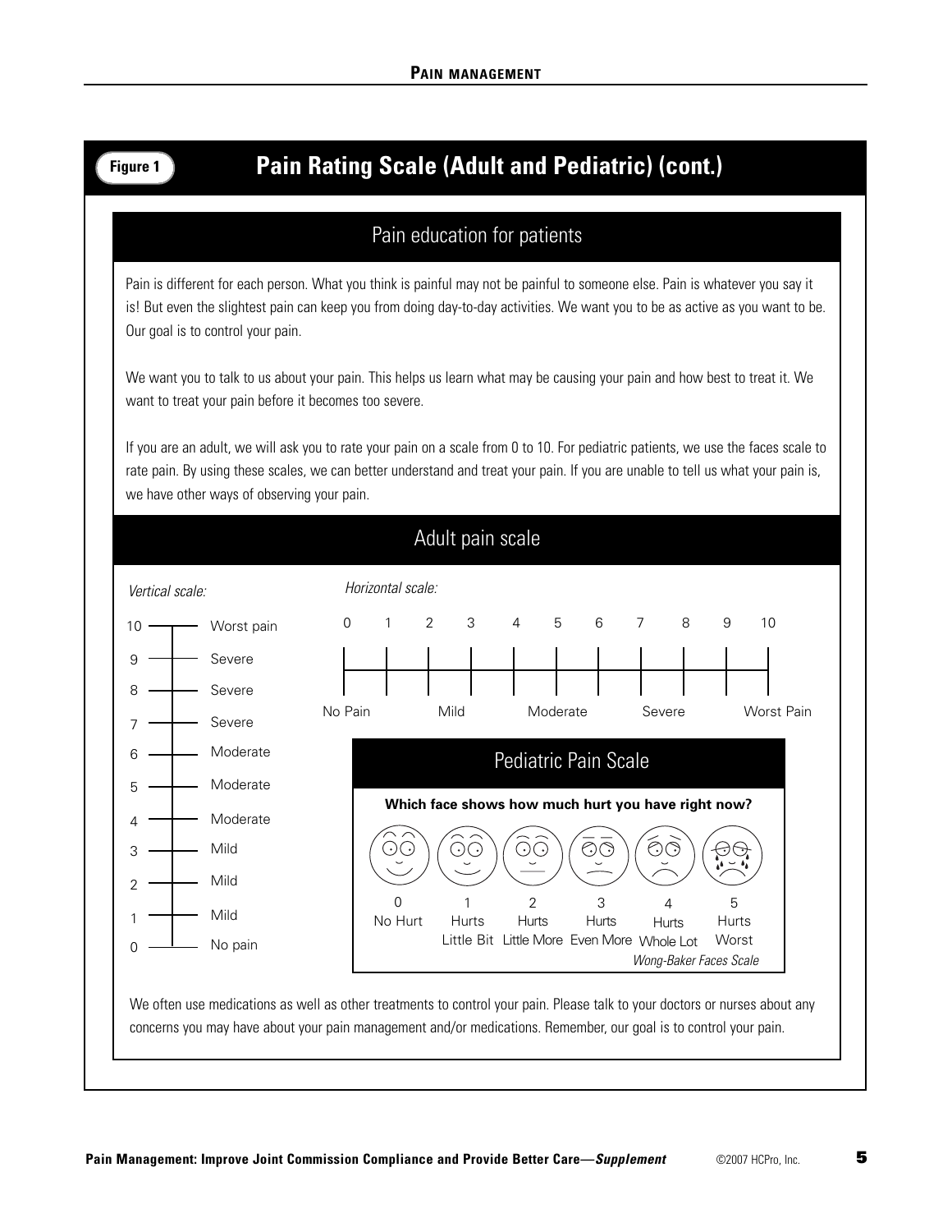**Figure 1**

# Pain Rating Scale (Adult and Pediatric) (cont.)

## Pain education for patients

Pain is different for each person. What you think is painful may not be painful to someone else. Pain is whatever you say it is! But even the slightest pain can keep you from doing day-to-day activities. We want you to be as active as you want to be. Our goal is to control your pain.

We want you to talk to us about your pain. This helps us learn what may be causing your pain and how best to treat it. We want to treat your pain before it becomes too severe.

If you are an adult, we will ask you to rate your pain on a scale from 0 to 10. For pediatric patients, we use the faces scale to rate pain. By using these scales, we can better understand and treat your pain. If you are unable to tell us what your pain is, we have other ways of observing your pain.

## Adult pain scale

*Vertical scale:*

| Rating | Description |
|---|---|
| 10 | Worst pain |
| 9 | Severe |
| 8 | Severe |
| 7 | Severe |
| 6 | Moderate |
| 5 | Moderate |
| 4 | Moderate |
| 3 | Mild |
| 2 | Mild |
| 1 | Mild |
| 0 | No pain |

*Horizontal scale:*

0 1 2 3 4 5 6 7 8 9 10

No Pain — Mild — Moderate — Severe — Worst Pain

## Pediatric Pain Scale

**Which face shows how much hurt you have right now?**

| 0 | 1 | 2 | 3 | 4 | 5 |
|---|---|---|---|---|---|
| No Hurt | Hurts Little Bit | Hurts Little More | Hurts Even More | Hurts Whole Lot | Hurts Worst |

*Wong-Baker Faces Scale*

We often use medications as well as other treatments to control your pain. Please talk to your doctors or nurses about any concerns you may have about your pain management and/or medications. Remember, our goal is to control your pain.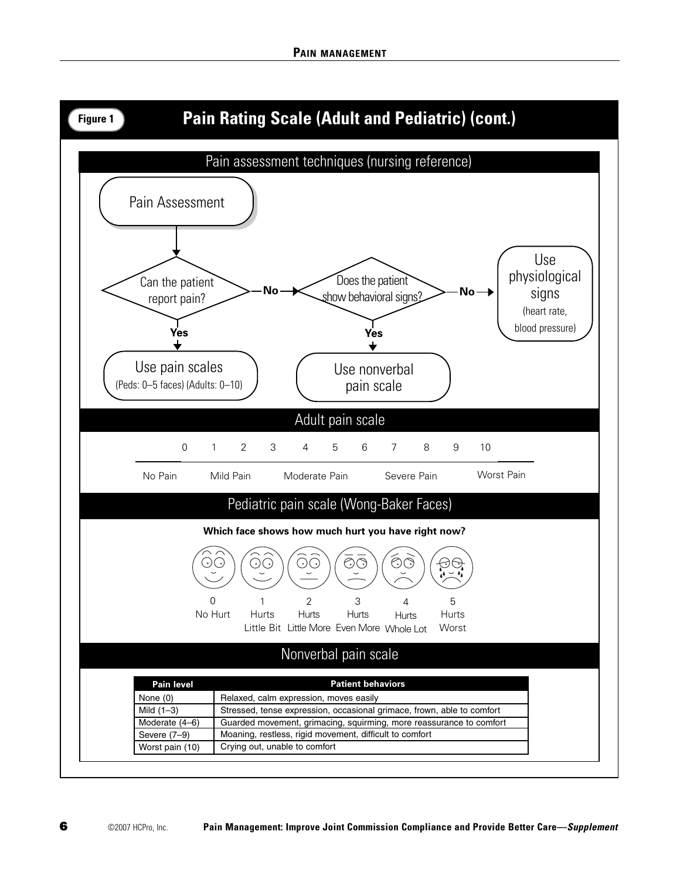# Figure 1 — Pain Rating Scale (Adult and Pediatric) (cont.)

## Pain assessment techniques (nursing reference)

Pain Assessment

Can the patient report pain?

- **Yes** → Use pain scales (Peds: 0–5 faces) (Adults: 0–10)
- **No** → Does the patient show behavioral signs?
  - **Yes** → Use nonverbal pain scale
  - **No** → Use physiological signs (heart rate, blood pressure)

## Adult pain scale

| 0 | 1 | 2 | 3 | 4 | 5 | 6 | 7 | 8 | 9 | 10 |
|---|---|---|---|---|---|---|---|---|---|---|

No Pain — Mild Pain — Moderate Pain — Severe Pain — Worst Pain

## Pediatric pain scale (Wong-Baker Faces)

**Which face shows how much hurt you have right now?**

| 0 | 1 | 2 | 3 | 4 | 5 |
|---|---|---|---|---|---|
| No Hurt | Hurts Little Bit | Hurts Little More | Hurts Even More | Hurts Whole Lot | Hurts Worst |

## Nonverbal pain scale

| Pain level | Patient behaviors |
|---|---|
| None (0) | Relaxed, calm expression, moves easily |
| Mild (1–3) | Stressed, tense expression, occasional grimace, frown, able to comfort |
| Moderate (4–6) | Guarded movement, grimacing, squirming, more reassurance to comfort |
| Severe (7–9) | Moaning, restless, rigid movement, difficult to comfort |
| Worst pain (10) | Crying out, unable to comfort |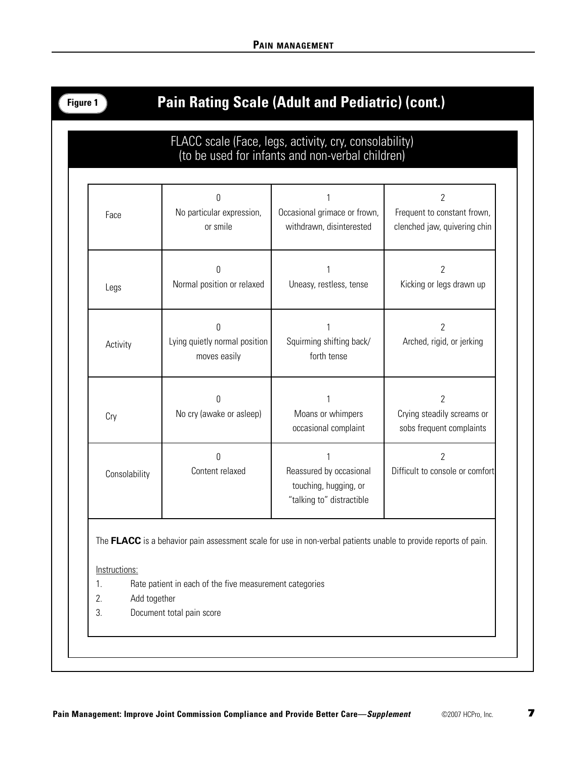**Figure 1**

## Pain Rating Scale (Adult and Pediatric) (cont.)

### FLACC scale (Face, legs, activity, cry, consolability) (to be used for infants and non-verbal children)

| | | | |
|---|---|---|---|
| Face | 0<br>No particular expression, or smile | 1<br>Occasional grimace or frown, withdrawn, disinterested | 2<br>Frequent to constant frown, clenched jaw, quivering chin |
| Legs | 0<br>Normal position or relaxed | 1<br>Uneasy, restless, tense | 2<br>Kicking or legs drawn up |
| Activity | 0<br>Lying quietly normal position moves easily | 1<br>Squirming shifting back/ forth tense | 2<br>Arched, rigid, or jerking |
| Cry | 0<br>No cry (awake or asleep) | 1<br>Moans or whimpers occasional complaint | 2<br>Crying steadily screams or sobs frequent complaints |
| Consolability | 0<br>Content relaxed | 1<br>Reassured by occasional touching, hugging, or "talking to" distractible | 2<br>Difficult to console or comfort |

The **FLACC** is a behavior pain assessment scale for use in non-verbal patients unable to provide reports of pain.

Instructions:

1. Rate patient in each of the five measurement categories
2. Add together
3. Document total pain score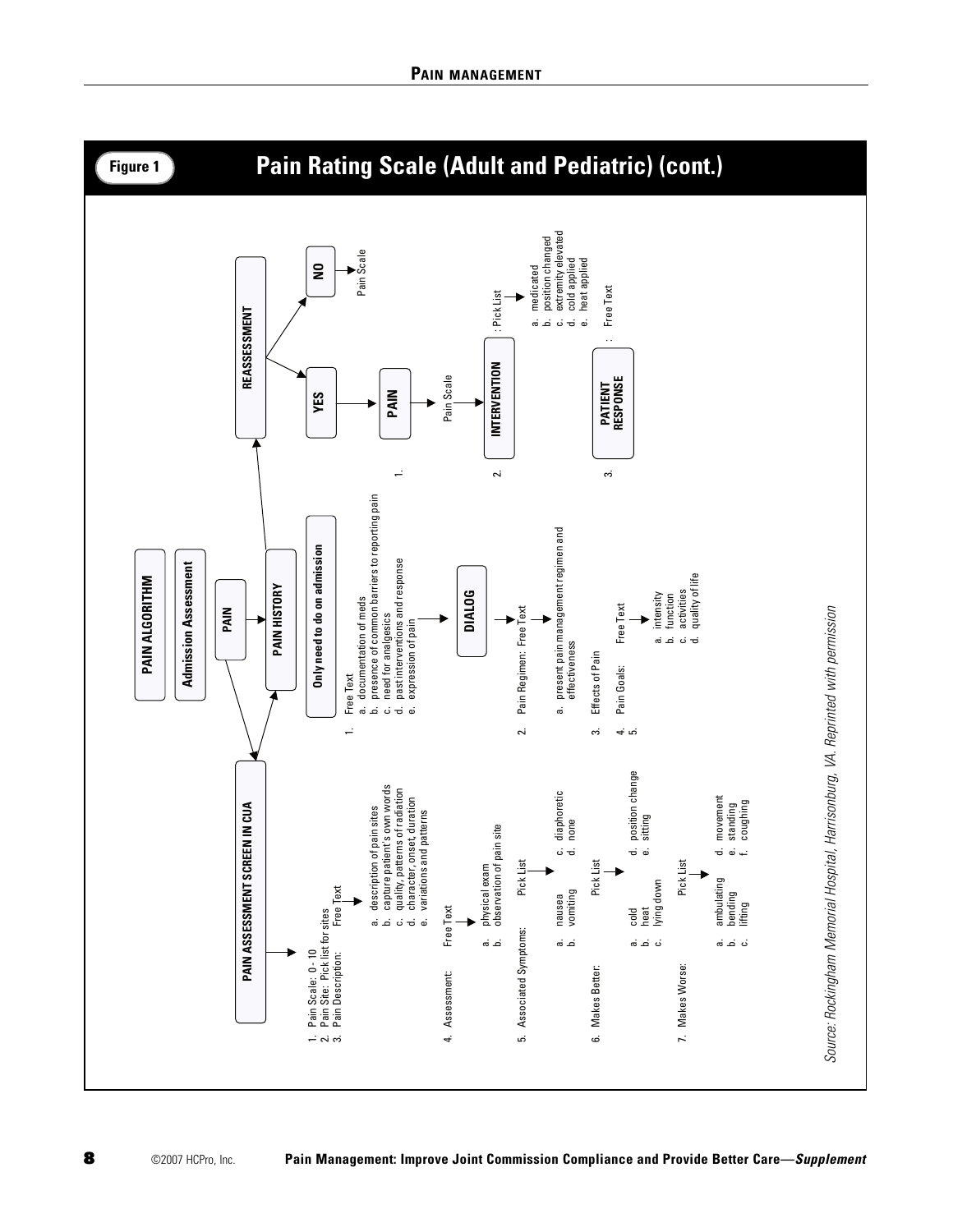## Figure 1

# Pain Rating Scale (Adult and Pediatric) (cont.)

**PAIN ALGORITHM**

**Admission Assessment**

**PAIN**

**PAIN ASSESSMENT SCREEN IN CUA**

1. Pain Scale: 0 - 10
2. Pain Site: Pick list for sites
3. Pain Description: Free Text
   - a. description of pain sites
   - b. capture patient's own words
   - c. quality, patterns of radiation
   - d. character, onset, duration
   - e. variations and patterns
4. Assessment: Free Text
   - a. physical exam
   - b. observation of pain site
5. Associated Symptoms: Pick List
   - a. nausea
   - b. vomiting
   - c. diaphoretic
   - d. none
6. Makes Better: Pick List
   - a. cold
   - b. heat
   - c. lying down
   - d. position change
   - e. sitting
7. Makes Worse: Pick List
   - a. ambulating
   - b. bending
   - c. lifting
   - d. movement
   - e. standing
   - f. coughing

**PAIN HISTORY**

**Only need to do on admission**

1. Free Text
   - a. documentation of meds
   - b. presence of common barriers to reporting pain
   - c. need for analgesics
   - d. past interventions and response
   - e. expression of pain

   → **DIALOG**
2. Pain Regimen: Free Text
   - a. present pain management regimen and effectiveness
3. Effects of Pain
4. Pain Goals: Free Text
5. 
   - a. intensity
   - b. function
   - c. activities
   - d. quality of life

**REASSESSMENT**

**YES**

1. **PAIN** → Pain Scale
2. **INTERVENTION**: Pick List
   - a. medicated
   - b. position changed
   - c. extremity elevated
   - d. cold applied
   - e. heat applied
3. **PATIENT RESPONSE**: Free Text

**NO** → Pain Scale

*Source: Rockingham Memorial Hospital, Harrisonburg, VA. Reprinted with permission*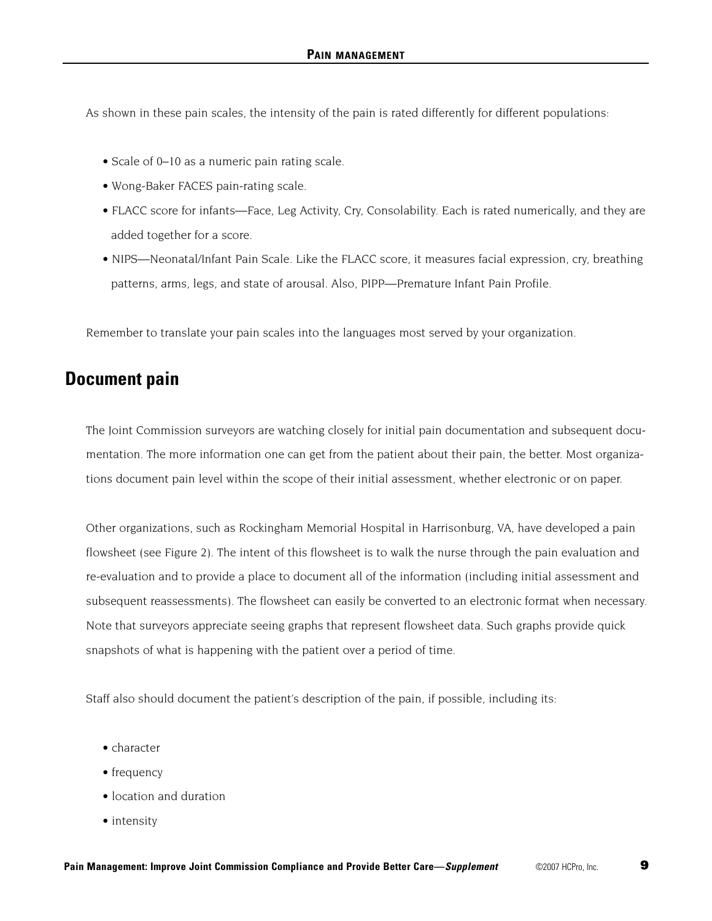As shown in these pain scales, the intensity of the pain is rated differently for different populations:

- Scale of 0–10 as a numeric pain rating scale.
- Wong-Baker FACES pain-rating scale.
- FLACC score for infants—Face, Leg Activity, Cry, Consolability. Each is rated numerically, and they are added together for a score.
- NIPS—Neonatal/Infant Pain Scale. Like the FLACC score, it measures facial expression, cry, breathing patterns, arms, legs, and state of arousal. Also, PIPP—Premature Infant Pain Profile.

Remember to translate your pain scales into the languages most served by your organization.

## Document pain

The Joint Commission surveyors are watching closely for initial pain documentation and subsequent documentation. The more information one can get from the patient about their pain, the better. Most organizations document pain level within the scope of their initial assessment, whether electronic or on paper.

Other organizations, such as Rockingham Memorial Hospital in Harrisonburg, VA, have developed a pain flowsheet (see Figure 2). The intent of this flowsheet is to walk the nurse through the pain evaluation and re-evaluation and to provide a place to document all of the information (including initial assessment and subsequent reassessments). The flowsheet can easily be converted to an electronic format when necessary. Note that surveyors appreciate seeing graphs that represent flowsheet data. Such graphs provide quick snapshots of what is happening with the patient over a period of time.

Staff also should document the patient's description of the pain, if possible, including its:

- character
- frequency
- location and duration
- intensity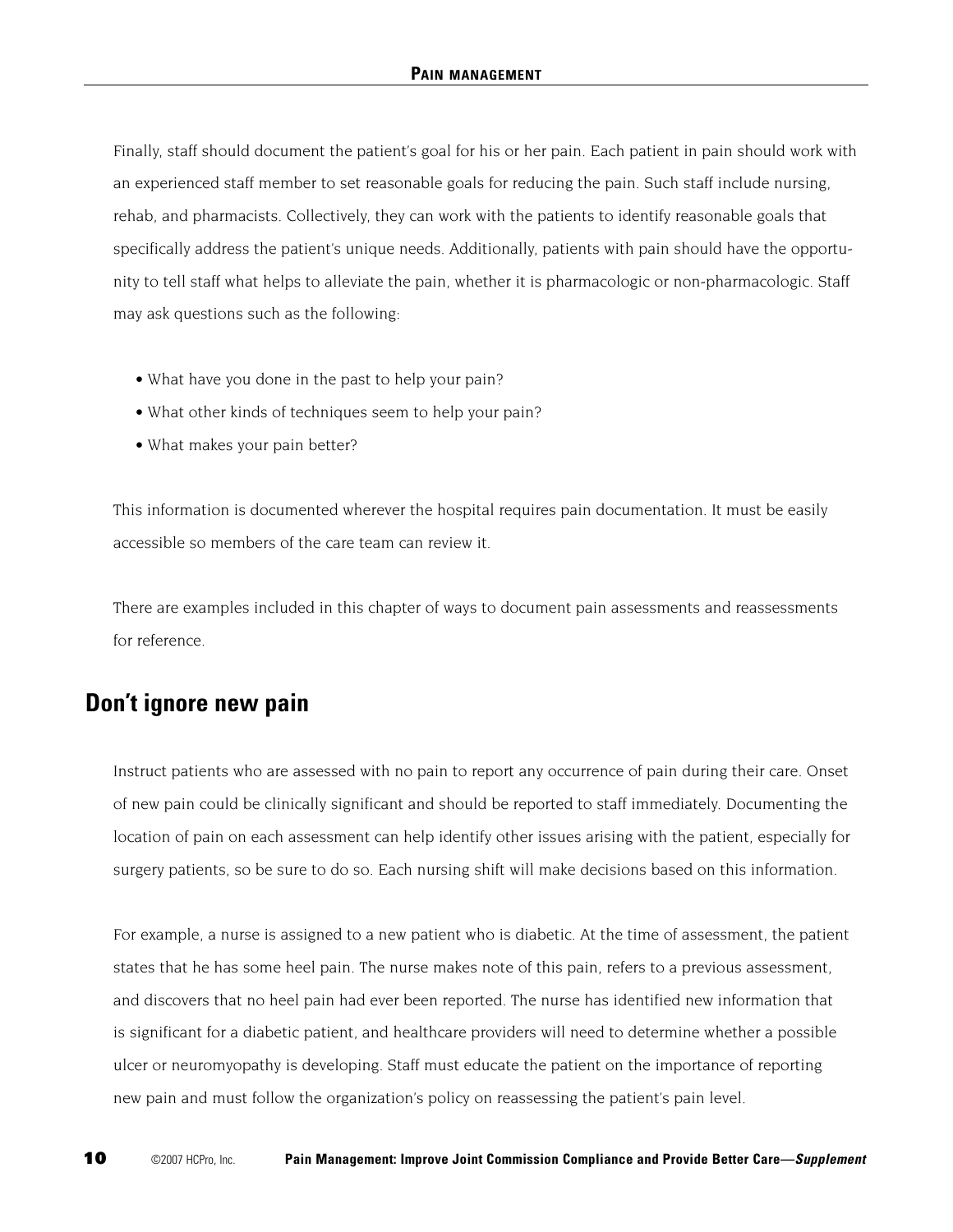Finally, staff should document the patient's goal for his or her pain. Each patient in pain should work with an experienced staff member to set reasonable goals for reducing the pain. Such staff include nursing, rehab, and pharmacists. Collectively, they can work with the patients to identify reasonable goals that specifically address the patient's unique needs. Additionally, patients with pain should have the opportunity to tell staff what helps to alleviate the pain, whether it is pharmacologic or non-pharmacologic. Staff may ask questions such as the following:

- What have you done in the past to help your pain?
- What other kinds of techniques seem to help your pain?
- What makes your pain better?

This information is documented wherever the hospital requires pain documentation. It must be easily accessible so members of the care team can review it.

There are examples included in this chapter of ways to document pain assessments and reassessments for reference.

## Don't ignore new pain

Instruct patients who are assessed with no pain to report any occurrence of pain during their care. Onset of new pain could be clinically significant and should be reported to staff immediately. Documenting the location of pain on each assessment can help identify other issues arising with the patient, especially for surgery patients, so be sure to do so. Each nursing shift will make decisions based on this information.

For example, a nurse is assigned to a new patient who is diabetic. At the time of assessment, the patient states that he has some heel pain. The nurse makes note of this pain, refers to a previous assessment, and discovers that no heel pain had ever been reported. The nurse has identified new information that is significant for a diabetic patient, and healthcare providers will need to determine whether a possible ulcer or neuromyopathy is developing. Staff must educate the patient on the importance of reporting new pain and must follow the organization's policy on reassessing the patient's pain level.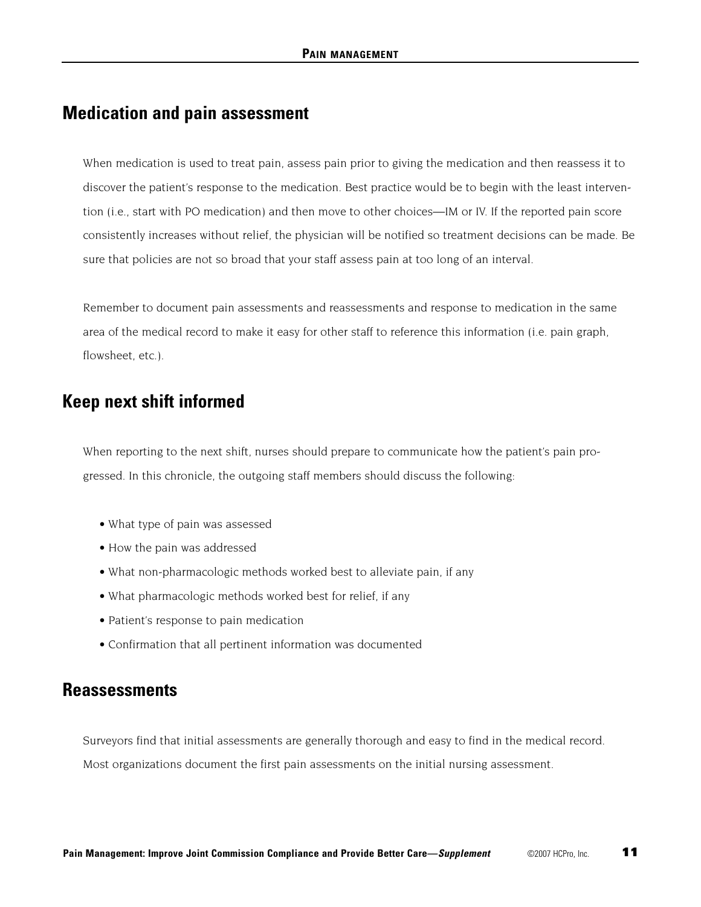## Medication and pain assessment

When medication is used to treat pain, assess pain prior to giving the medication and then reassess it to discover the patient's response to the medication. Best practice would be to begin with the least intervention (i.e., start with PO medication) and then move to other choices—IM or IV. If the reported pain score consistently increases without relief, the physician will be notified so treatment decisions can be made. Be sure that policies are not so broad that your staff assess pain at too long of an interval.

Remember to document pain assessments and reassessments and response to medication in the same area of the medical record to make it easy for other staff to reference this information (i.e. pain graph, flowsheet, etc.).

## Keep next shift informed

When reporting to the next shift, nurses should prepare to communicate how the patient's pain progressed. In this chronicle, the outgoing staff members should discuss the following:

- What type of pain was assessed
- How the pain was addressed
- What non-pharmacologic methods worked best to alleviate pain, if any
- What pharmacologic methods worked best for relief, if any
- Patient's response to pain medication
- Confirmation that all pertinent information was documented

## Reassessments

Surveyors find that initial assessments are generally thorough and easy to find in the medical record. Most organizations document the first pain assessments on the initial nursing assessment.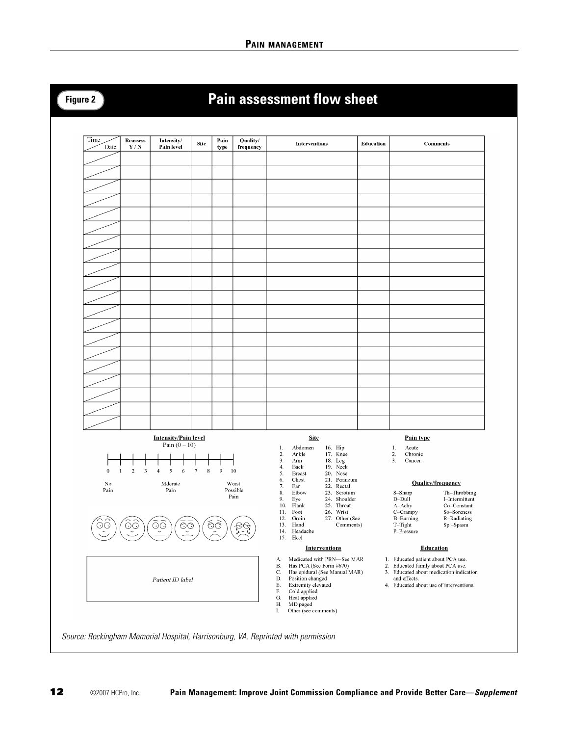## Figure 2 — Pain assessment flow sheet

| Time / Date | Reassess Y / N | Intensity/ Pain level | Site | Pain type | Quality/ frequency | Interventions | Education | Comments |
|---|---|---|---|---|---|---|---|---|
| | | | | | | | | |
| | | | | | | | | |
| | | | | | | | | |
| | | | | | | | | |
| | | | | | | | | |
| | | | | | | | | |
| | | | | | | | | |
| | | | | | | | | |
| | | | | | | | | |
| | | | | | | | | |
| | | | | | | | | |
| | | | | | | | | |
| | | | | | | | | |
| | | | | | | | | |
| | | | | | | | | |
| | | | | | | | | |
| | | | | | | | | |
| | | | | | | | | |
| | | | | | | | | |
| | | | | | | | | |

**Intensity/Pain level**

Pain (0 – 10)

0 1 2 3 4 5 6 7 8 9 10

No Pain — Mderate Pain — Worst Possible Pain

*Patient ID label*

**Site**

1. Abdomen
2. Ankle
3. Arm
4. Back
5. Breast
6. Chest
7. Ear
8. Elbow
9. Eye
10. Flank
11. Foot
12. Groin
13. Hand
14. Headache
15. Heel
16. Hip
17. Knee
18. Leg
19. Neck
20. Nose
21. Perineum
22. Rectal
23. Scrotum
24. Shoulder
25. Throat
26. Wrist
27. Other (See Comments)

**Pain type**

1. Acute
2. Chronic
3. Cancer

**Quality/frequency**

S–Sharp
D–Dull
A–Achy
C–Crampy
B–Burning
T–Tight
P–Pressure
Th–Throbbing
I–Intermittent
Co–Constant
So–Soreness
R–Radiating
Sp –Spasm

**Interventions**

A. Medicated with PRN—See MAR
B. Has PCA (See Form #670)
C. Has epidural (See Manual MAR)
D. Position changed
E. Extremity elevated
F. Cold applied
G. Heat applied
H. MD paged
I. Other (see comments)

**Education**

1. Educated patient about PCA use.
2. Educated family about PCA use.
3. Educated about medication indication and effects.
4. Educated about use of interventions.

*Source: Rockingham Memorial Hospital, Harrisonburg, VA. Reprinted with permission*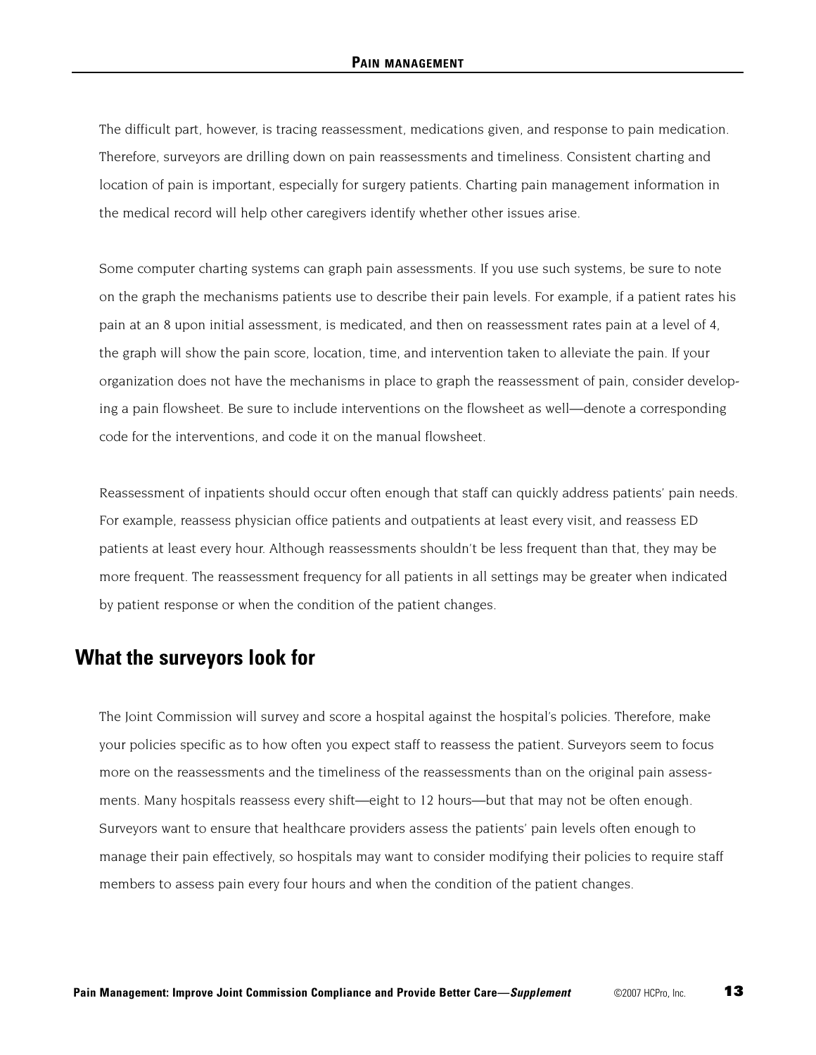The difficult part, however, is tracing reassessment, medications given, and response to pain medication. Therefore, surveyors are drilling down on pain reassessments and timeliness. Consistent charting and location of pain is important, especially for surgery patients. Charting pain management information in the medical record will help other caregivers identify whether other issues arise.

Some computer charting systems can graph pain assessments. If you use such systems, be sure to note on the graph the mechanisms patients use to describe their pain levels. For example, if a patient rates his pain at an 8 upon initial assessment, is medicated, and then on reassessment rates pain at a level of 4, the graph will show the pain score, location, time, and intervention taken to alleviate the pain. If your organization does not have the mechanisms in place to graph the reassessment of pain, consider developing a pain flowsheet. Be sure to include interventions on the flowsheet as well—denote a corresponding code for the interventions, and code it on the manual flowsheet.

Reassessment of inpatients should occur often enough that staff can quickly address patients' pain needs. For example, reassess physician office patients and outpatients at least every visit, and reassess ED patients at least every hour. Although reassessments shouldn't be less frequent than that, they may be more frequent. The reassessment frequency for all patients in all settings may be greater when indicated by patient response or when the condition of the patient changes.

## What the surveyors look for

The Joint Commission will survey and score a hospital against the hospital's policies. Therefore, make your policies specific as to how often you expect staff to reassess the patient. Surveyors seem to focus more on the reassessments and the timeliness of the reassessments than on the original pain assessments. Many hospitals reassess every shift—eight to 12 hours—but that may not be often enough. Surveyors want to ensure that healthcare providers assess the patients' pain levels often enough to manage their pain effectively, so hospitals may want to consider modifying their policies to require staff members to assess pain every four hours and when the condition of the patient changes.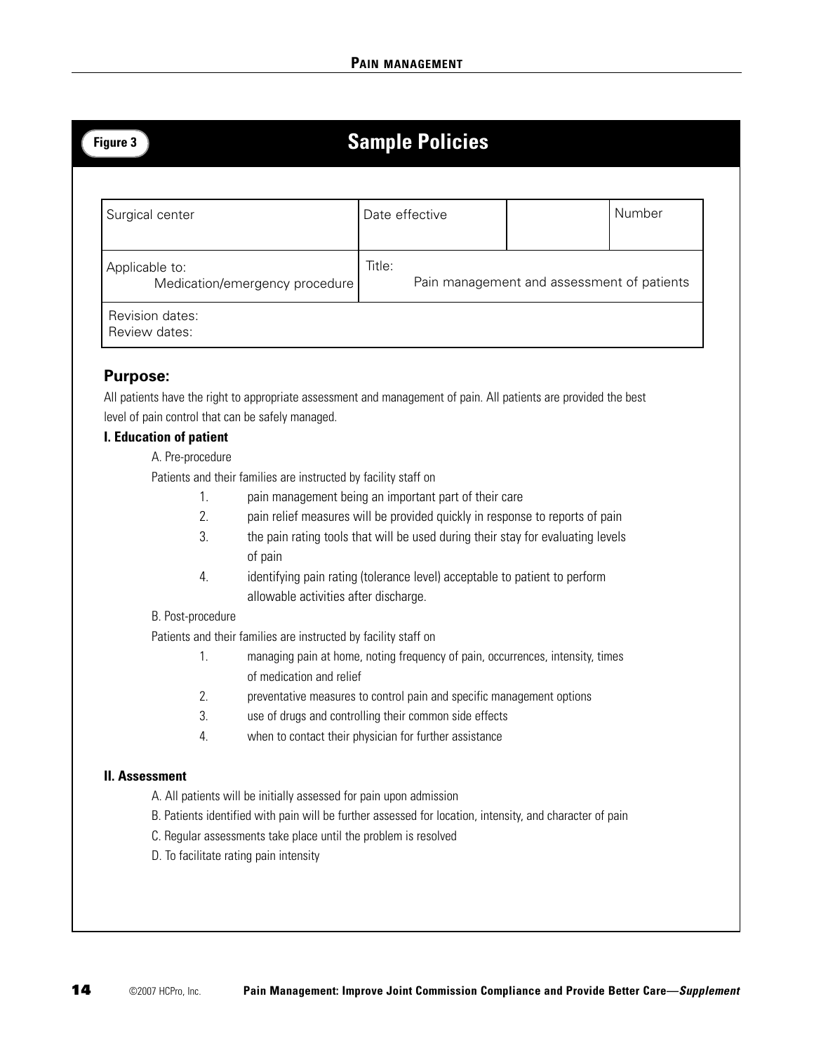**Figure 3**

## Sample Policies

| Surgical center | Date effective | | Number |
|---|---|---|---|
| Applicable to: Medication/emergency procedure | Title: Pain management and assessment of patients | | |
| Revision dates: Review dates: | | | |

### Purpose:

All patients have the right to appropriate assessment and management of pain. All patients are provided the best level of pain control that can be safely managed.

**I. Education of patient**

A. Pre-procedure

Patients and their families are instructed by facility staff on

1. pain management being an important part of their care
2. pain relief measures will be provided quickly in response to reports of pain
3. the pain rating tools that will be used during their stay for evaluating levels of pain
4. identifying pain rating (tolerance level) acceptable to patient to perform allowable activities after discharge.

B. Post-procedure

Patients and their families are instructed by facility staff on

1. managing pain at home, noting frequency of pain, occurrences, intensity, times of medication and relief
2. preventative measures to control pain and specific management options
3. use of drugs and controlling their common side effects
4. when to contact their physician for further assistance

**II. Assessment**

A. All patients will be initially assessed for pain upon admission

B. Patients identified with pain will be further assessed for location, intensity, and character of pain

C. Regular assessments take place until the problem is resolved

D. To facilitate rating pain intensity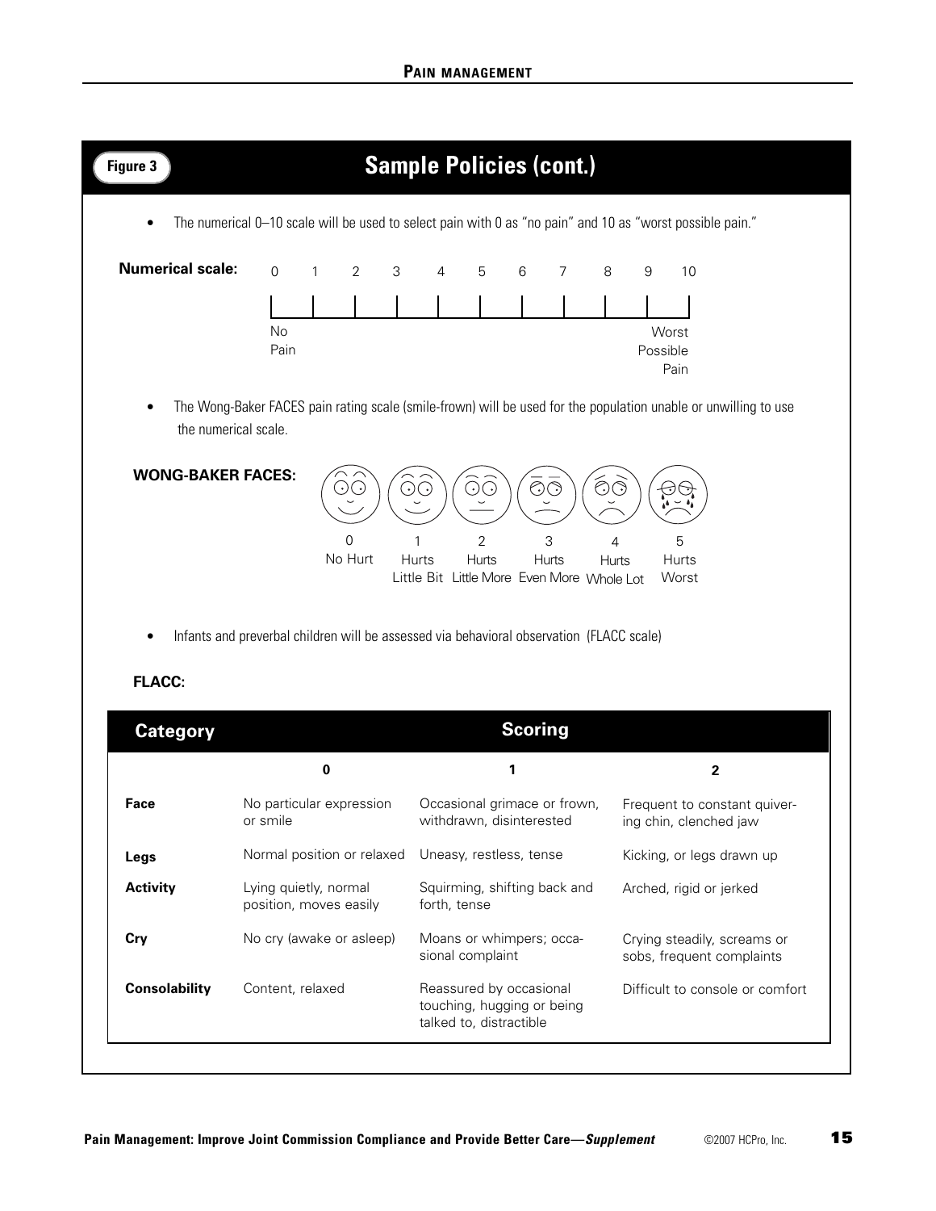Figure 3

## Sample Policies (cont.)

- The numerical 0–10 scale will be used to select pain with 0 as "no pain" and 10 as "worst possible pain."

**Numerical scale:**

| 0 | 1 | 2 | 3 | 4 | 5 | 6 | 7 | 8 | 9 | 10 |
|---|---|---|---|---|---|---|---|---|---|---|
| No Pain | | | | | | | | | | Worst Possible Pain |

- The Wong-Baker FACES pain rating scale (smile-frown) will be used for the population unable or unwilling to use the numerical scale.

**WONG-BAKER FACES:**

| 0 | 1 | 2 | 3 | 4 | 5 |
|---|---|---|---|---|---|
| No Hurt | Hurts Little Bit | Hurts Little More | Hurts Even More | Hurts Whole Lot | Hurts Worst |

- Infants and preverbal children will be assessed via behavioral observation (FLACC scale)

**FLACC:**

| Category | Scoring | | |
|---|---|---|---|
| | **0** | **1** | **2** |
| **Face** | No particular expression or smile | Occasional grimace or frown, withdrawn, disinterested | Frequent to constant quivering chin, clenched jaw |
| **Legs** | Normal position or relaxed | Uneasy, restless, tense | Kicking, or legs drawn up |
| **Activity** | Lying quietly, normal position, moves easily | Squirming, shifting back and forth, tense | Arched, rigid or jerked |
| **Cry** | No cry (awake or asleep) | Moans or whimpers; occasional complaint | Crying steadily, screams or sobs, frequent complaints |
| **Consolability** | Content, relaxed | Reassured by occasional touching, hugging or being talked to, distractible | Difficult to console or comfort |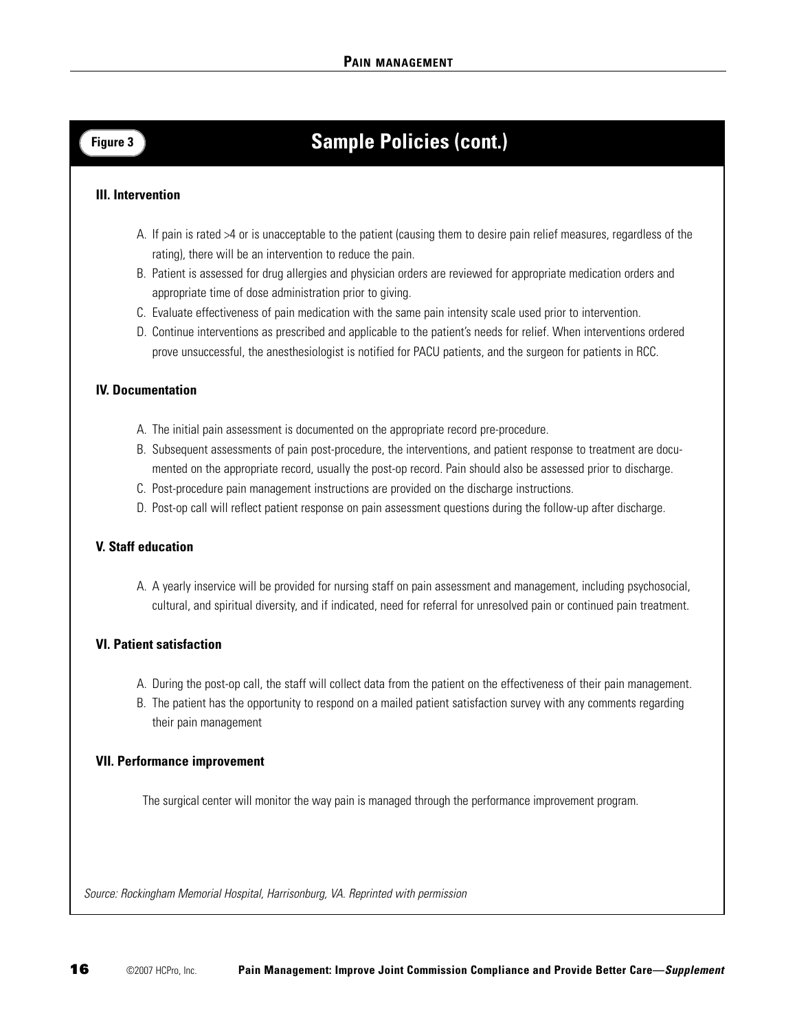**Figure 3**

## Sample Policies (cont.)

### III. Intervention

A. If pain is rated >4 or is unacceptable to the patient (causing them to desire pain relief measures, regardless of the rating), there will be an intervention to reduce the pain.

B. Patient is assessed for drug allergies and physician orders are reviewed for appropriate medication orders and appropriate time of dose administration prior to giving.

C. Evaluate effectiveness of pain medication with the same pain intensity scale used prior to intervention.

D. Continue interventions as prescribed and applicable to the patient's needs for relief. When interventions ordered prove unsuccessful, the anesthesiologist is notified for PACU patients, and the surgeon for patients in RCC.

### IV. Documentation

A. The initial pain assessment is documented on the appropriate record pre-procedure.

B. Subsequent assessments of pain post-procedure, the interventions, and patient response to treatment are documented on the appropriate record, usually the post-op record. Pain should also be assessed prior to discharge.

C. Post-procedure pain management instructions are provided on the discharge instructions.

D. Post-op call will reflect patient response on pain assessment questions during the follow-up after discharge.

### V. Staff education

A. A yearly inservice will be provided for nursing staff on pain assessment and management, including psychosocial, cultural, and spiritual diversity, and if indicated, need for referral for unresolved pain or continued pain treatment.

### VI. Patient satisfaction

A. During the post-op call, the staff will collect data from the patient on the effectiveness of their pain management.

B. The patient has the opportunity to respond on a mailed patient satisfaction survey with any comments regarding their pain management

### VII. Performance improvement

The surgical center will monitor the way pain is managed through the performance improvement program.

*Source: Rockingham Memorial Hospital, Harrisonburg, VA. Reprinted with permission*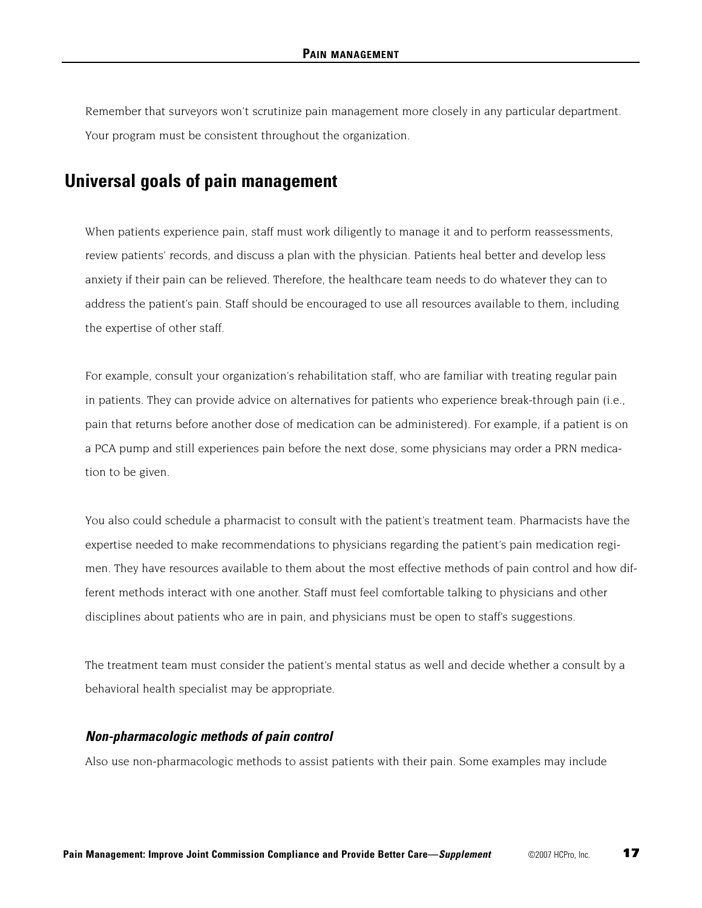Remember that surveyors won't scrutinize pain management more closely in any particular department. Your program must be consistent throughout the organization.

## Universal goals of pain management

When patients experience pain, staff must work diligently to manage it and to perform reassessments, review patients' records, and discuss a plan with the physician. Patients heal better and develop less anxiety if their pain can be relieved. Therefore, the healthcare team needs to do whatever they can to address the patient's pain. Staff should be encouraged to use all resources available to them, including the expertise of other staff.

For example, consult your organization's rehabilitation staff, who are familiar with treating regular pain in patients. They can provide advice on alternatives for patients who experience break-through pain (i.e., pain that returns before another dose of medication can be administered). For example, if a patient is on a PCA pump and still experiences pain before the next dose, some physicians may order a PRN medication to be given.

You also could schedule a pharmacist to consult with the patient's treatment team. Pharmacists have the expertise needed to make recommendations to physicians regarding the patient's pain medication regimen. They have resources available to them about the most effective methods of pain control and how different methods interact with one another. Staff must feel comfortable talking to physicians and other disciplines about patients who are in pain, and physicians must be open to staff's suggestions.

The treatment team must consider the patient's mental status as well and decide whether a consult by a behavioral health specialist may be appropriate.

### *Non-pharmacologic methods of pain control*

Also use non-pharmacologic methods to assist patients with their pain. Some examples may include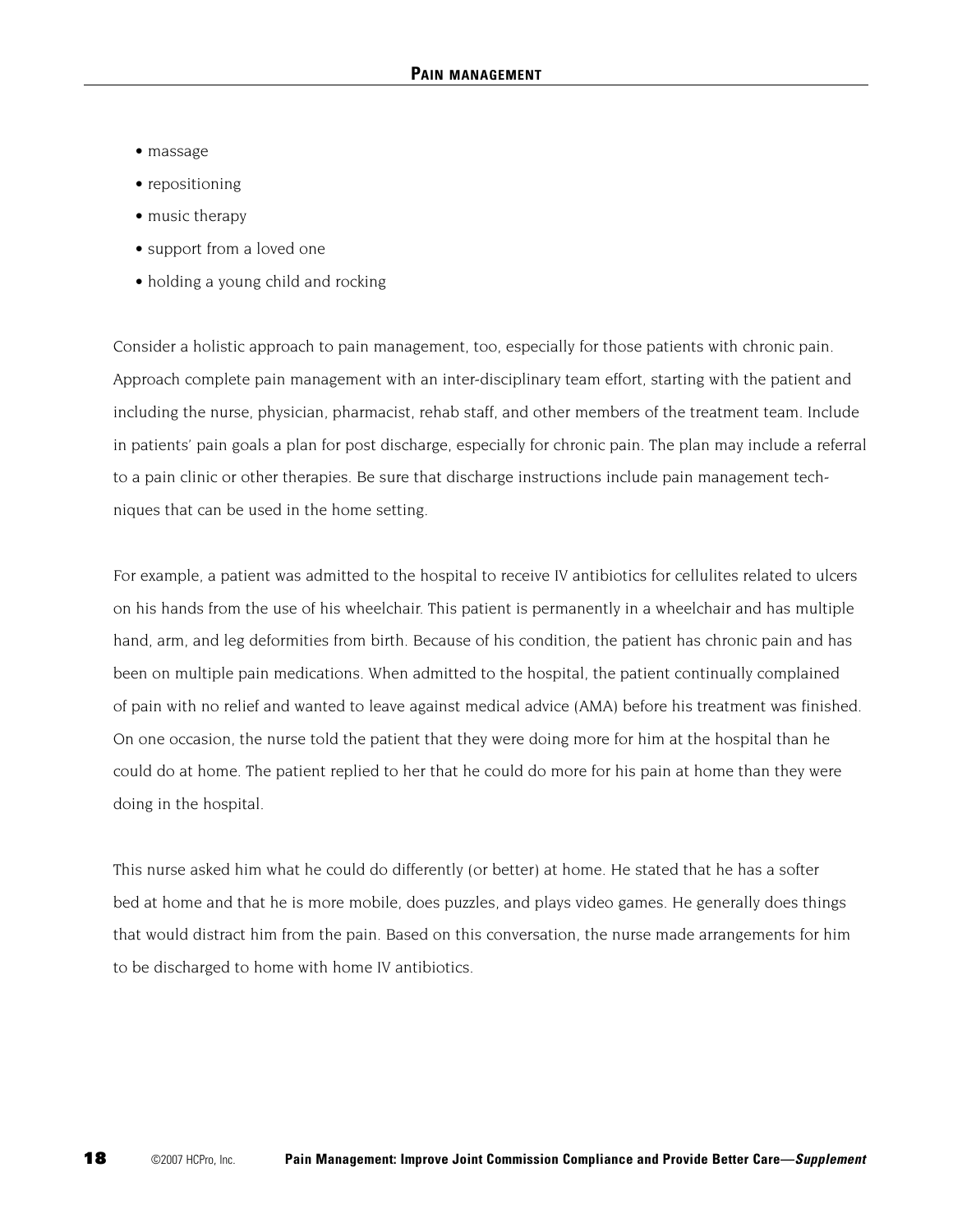- massage
- repositioning
- music therapy
- support from a loved one
- holding a young child and rocking

Consider a holistic approach to pain management, too, especially for those patients with chronic pain. Approach complete pain management with an inter-disciplinary team effort, starting with the patient and including the nurse, physician, pharmacist, rehab staff, and other members of the treatment team. Include in patients' pain goals a plan for post discharge, especially for chronic pain. The plan may include a referral to a pain clinic or other therapies. Be sure that discharge instructions include pain management techniques that can be used in the home setting.

For example, a patient was admitted to the hospital to receive IV antibiotics for cellulites related to ulcers on his hands from the use of his wheelchair. This patient is permanently in a wheelchair and has multiple hand, arm, and leg deformities from birth. Because of his condition, the patient has chronic pain and has been on multiple pain medications. When admitted to the hospital, the patient continually complained of pain with no relief and wanted to leave against medical advice (AMA) before his treatment was finished. On one occasion, the nurse told the patient that they were doing more for him at the hospital than he could do at home. The patient replied to her that he could do more for his pain at home than they were doing in the hospital.

This nurse asked him what he could do differently (or better) at home. He stated that he has a softer bed at home and that he is more mobile, does puzzles, and plays video games. He generally does things that would distract him from the pain. Based on this conversation, the nurse made arrangements for him to be discharged to home with home IV antibiotics.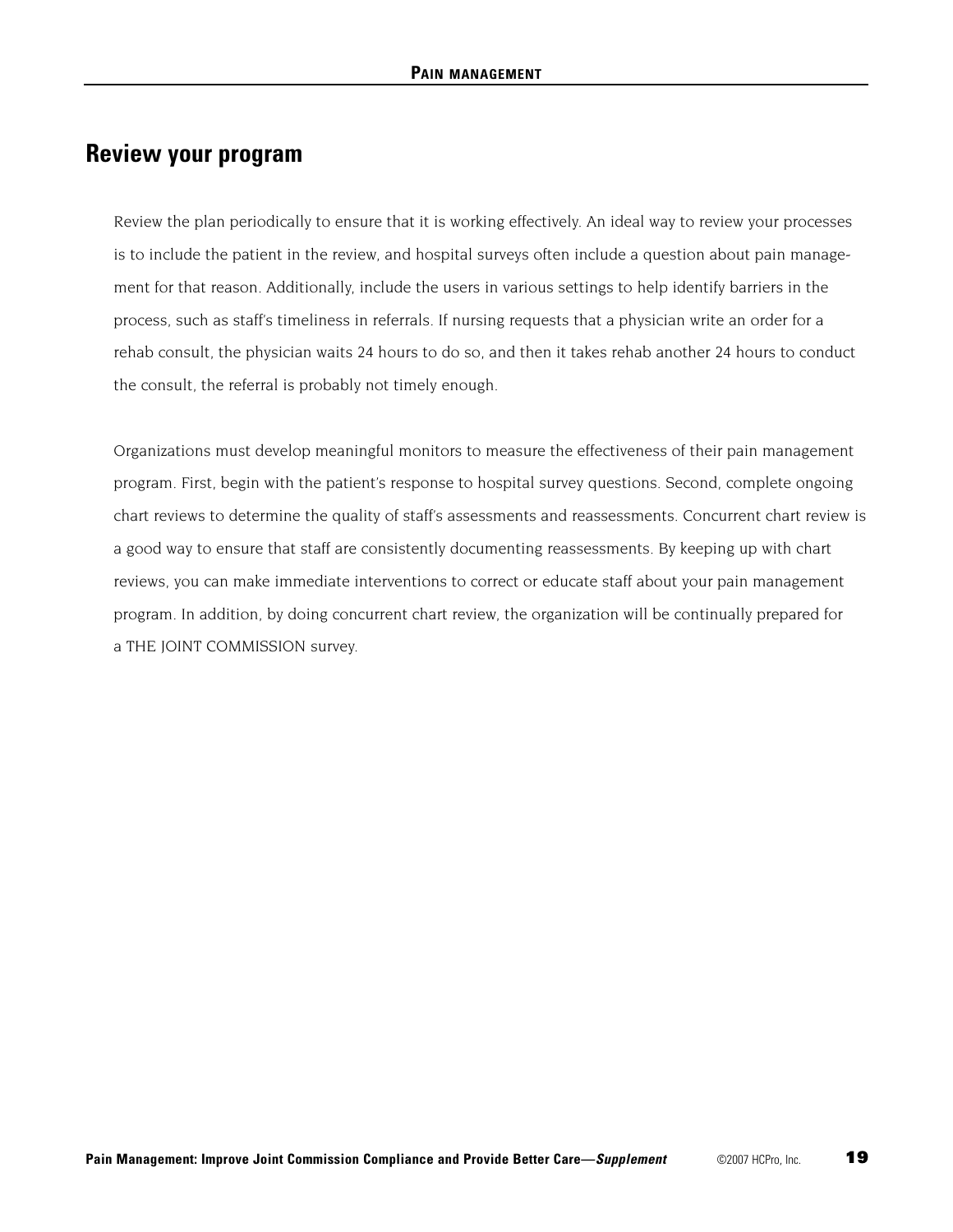## Review your program

Review the plan periodically to ensure that it is working effectively. An ideal way to review your processes is to include the patient in the review, and hospital surveys often include a question about pain management for that reason. Additionally, include the users in various settings to help identify barriers in the process, such as staff's timeliness in referrals. If nursing requests that a physician write an order for a rehab consult, the physician waits 24 hours to do so, and then it takes rehab another 24 hours to conduct the consult, the referral is probably not timely enough.

Organizations must develop meaningful monitors to measure the effectiveness of their pain management program. First, begin with the patient's response to hospital survey questions. Second, complete ongoing chart reviews to determine the quality of staff's assessments and reassessments. Concurrent chart review is a good way to ensure that staff are consistently documenting reassessments. By keeping up with chart reviews, you can make immediate interventions to correct or educate staff about your pain management program. In addition, by doing concurrent chart review, the organization will be continually prepared for a THE JOINT COMMISSION survey.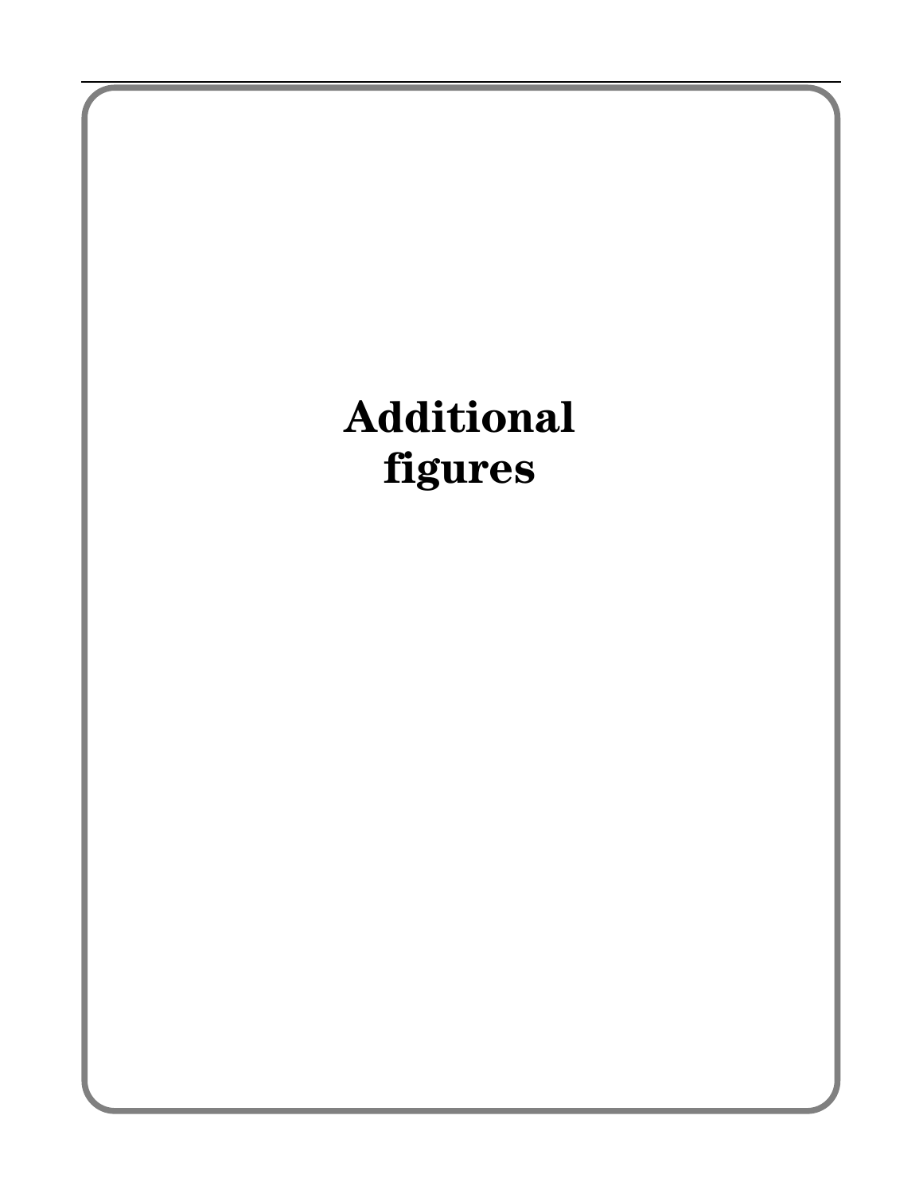# Additional figures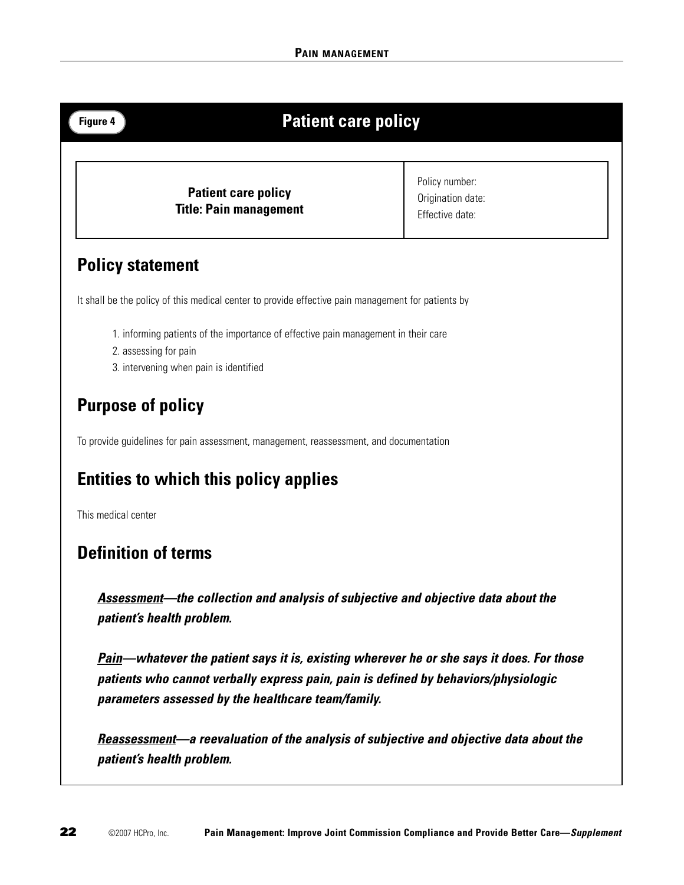Figure 4

# Patient care policy

| **Patient care policy**<br>**Title: Pain management** | Policy number:<br>Origination date:<br>Effective date: |
|---|---|

## Policy statement

It shall be the policy of this medical center to provide effective pain management for patients by

1. informing patients of the importance of effective pain management in their care
2. assessing for pain
3. intervening when pain is identified

## Purpose of policy

To provide guidelines for pain assessment, management, reassessment, and documentation

## Entities to which this policy applies

This medical center

## Definition of terms

***Assessment*—the collection and analysis of subjective and objective data about the patient's health problem.**

***Pain*—whatever the patient says it is, existing wherever he or she says it does. For those patients who cannot verbally express pain, pain is defined by behaviors/physiologic parameters assessed by the healthcare team/family.**

***Reassessment*—a reevaluation of the analysis of subjective and objective data about the patient's health problem.**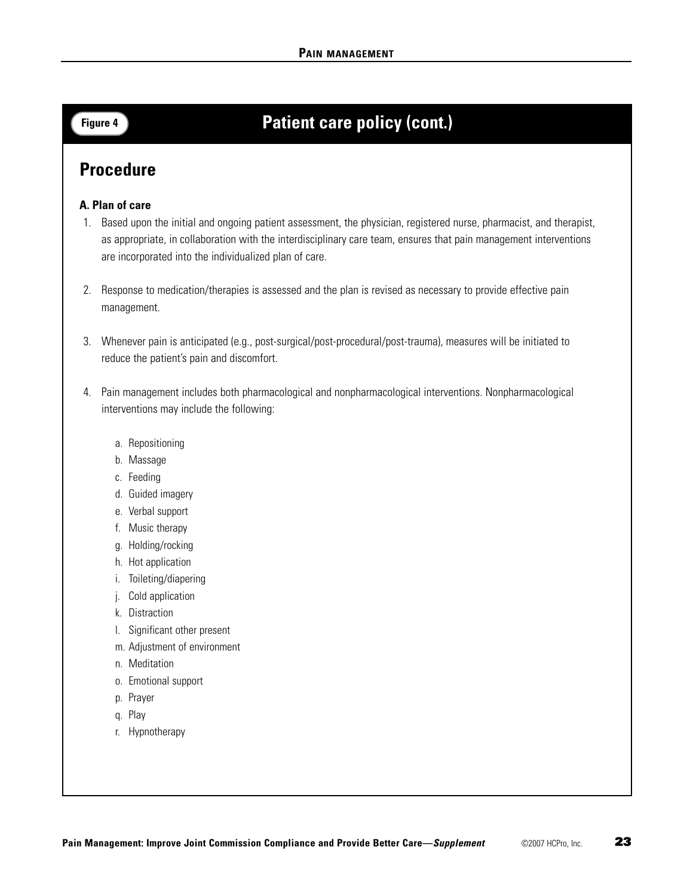**Figure 4** **Patient care policy (cont.)**

## Procedure

**A. Plan of care**

1. Based upon the initial and ongoing patient assessment, the physician, registered nurse, pharmacist, and therapist, as appropriate, in collaboration with the interdisciplinary care team, ensures that pain management interventions are incorporated into the individualized plan of care.

2. Response to medication/therapies is assessed and the plan is revised as necessary to provide effective pain management.

3. Whenever pain is anticipated (e.g., post-surgical/post-procedural/post-trauma), measures will be initiated to reduce the patient's pain and discomfort.

4. Pain management includes both pharmacological and nonpharmacological interventions. Nonpharmacological interventions may include the following:

   a. Repositioning
   b. Massage
   c. Feeding
   d. Guided imagery
   e. Verbal support
   f. Music therapy
   g. Holding/rocking
   h. Hot application
   i. Toileting/diapering
   j. Cold application
   k. Distraction
   l. Significant other present
   m. Adjustment of environment
   n. Meditation
   o. Emotional support
   p. Prayer
   q. Play
   r. Hypnotherapy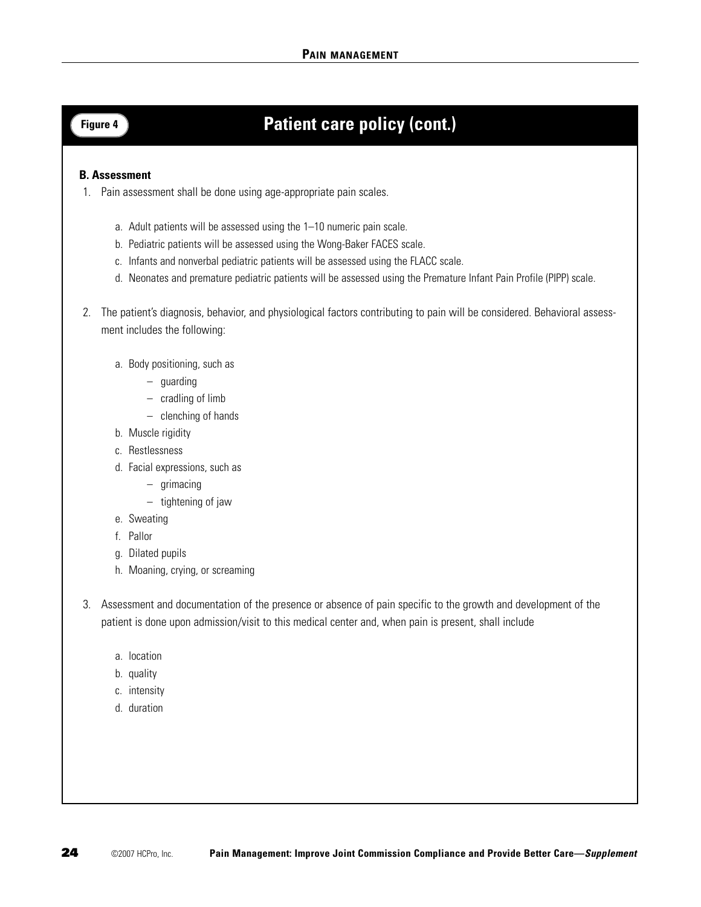Figure 4

## Patient care policy (cont.)

**B. Assessment**

1. Pain assessment shall be done using age-appropriate pain scales.

   a. Adult patients will be assessed using the 1–10 numeric pain scale.
   b. Pediatric patients will be assessed using the Wong-Baker FACES scale.
   c. Infants and nonverbal pediatric patients will be assessed using the FLACC scale.
   d. Neonates and premature pediatric patients will be assessed using the Premature Infant Pain Profile (PIPP) scale.

2. The patient's diagnosis, behavior, and physiological factors contributing to pain will be considered. Behavioral assessment includes the following:

   a. Body positioning, such as
      – guarding
      – cradling of limb
      – clenching of hands
   b. Muscle rigidity
   c. Restlessness
   d. Facial expressions, such as
      – grimacing
      – tightening of jaw
   e. Sweating
   f. Pallor
   g. Dilated pupils
   h. Moaning, crying, or screaming

3. Assessment and documentation of the presence or absence of pain specific to the growth and development of the patient is done upon admission/visit to this medical center and, when pain is present, shall include

   a. location
   b. quality
   c. intensity
   d. duration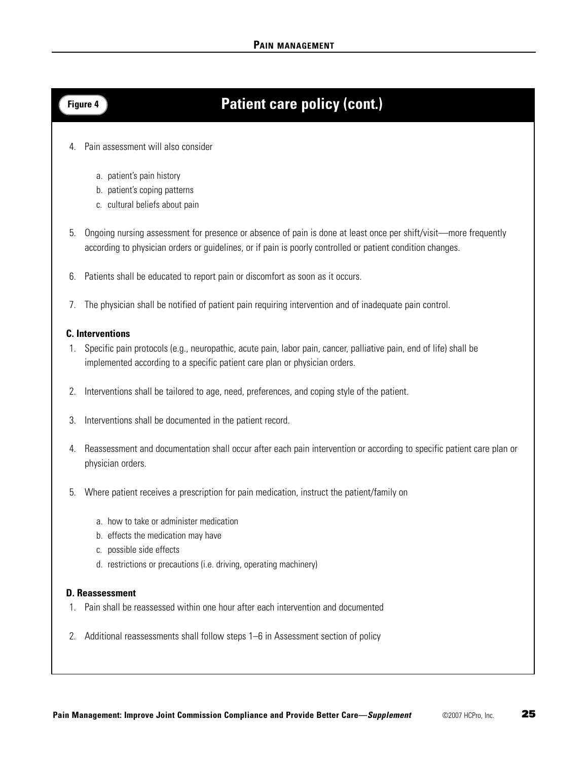**Figure 4**

## Patient care policy (cont.)

4. Pain assessment will also consider

    a. patient's pain history
    b. patient's coping patterns
    c. cultural beliefs about pain

5. Ongoing nursing assessment for presence or absence of pain is done at least once per shift/visit—more frequently according to physician orders or guidelines, or if pain is poorly controlled or patient condition changes.

6. Patients shall be educated to report pain or discomfort as soon as it occurs.

7. The physician shall be notified of patient pain requiring intervention and of inadequate pain control.

**C. Interventions**

1. Specific pain protocols (e.g., neuropathic, acute pain, labor pain, cancer, palliative pain, end of life) shall be implemented according to a specific patient care plan or physician orders.

2. Interventions shall be tailored to age, need, preferences, and coping style of the patient.

3. Interventions shall be documented in the patient record.

4. Reassessment and documentation shall occur after each pain intervention or according to specific patient care plan or physician orders.

5. Where patient receives a prescription for pain medication, instruct the patient/family on

    a. how to take or administer medication
    b. effects the medication may have
    c. possible side effects
    d. restrictions or precautions (i.e. driving, operating machinery)

**D. Reassessment**

1. Pain shall be reassessed within one hour after each intervention and documented

2. Additional reassessments shall follow steps 1–6 in Assessment section of policy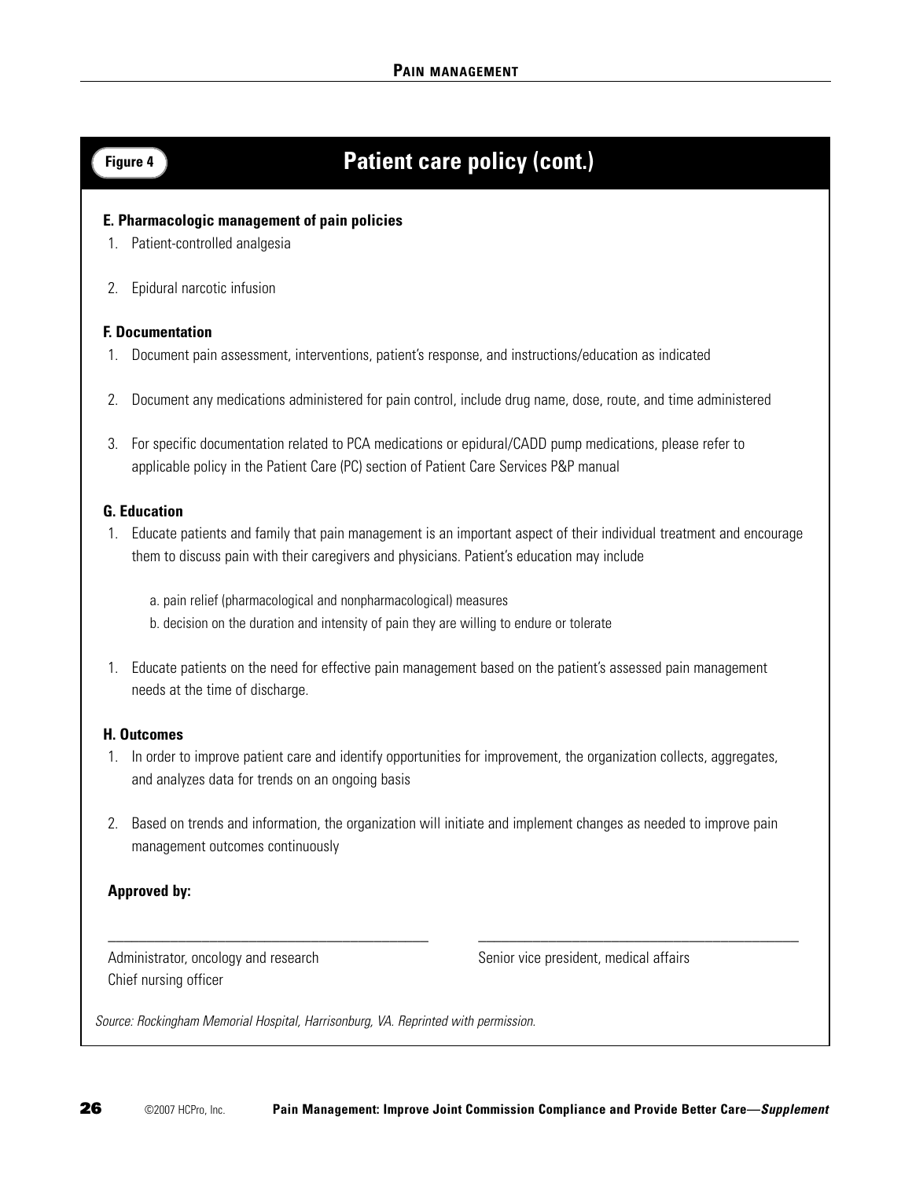## Figure 4 Patient care policy (cont.)

**E. Pharmacologic management of pain policies**

1. Patient-controlled analgesia
2. Epidural narcotic infusion

**F. Documentation**

1. Document pain assessment, interventions, patient's response, and instructions/education as indicated
2. Document any medications administered for pain control, include drug name, dose, route, and time administered
3. For specific documentation related to PCA medications or epidural/CADD pump medications, please refer to applicable policy in the Patient Care (PC) section of Patient Care Services P&P manual

**G. Education**

1. Educate patients and family that pain management is an important aspect of their individual treatment and encourage them to discuss pain with their caregivers and physicians. Patient's education may include

   a. pain relief (pharmacological and nonpharmacological) measures
   b. decision on the duration and intensity of pain they are willing to endure or tolerate

1. Educate patients on the need for effective pain management based on the patient's assessed pain management needs at the time of discharge.

**H. Outcomes**

1. In order to improve patient care and identify opportunities for improvement, the organization collects, aggregates, and analyzes data for trends on an ongoing basis
2. Based on trends and information, the organization will initiate and implement changes as needed to improve pain management outcomes continuously

**Approved by:**

\_\_\_\_\_\_\_\_\_\_\_\_\_\_\_\_\_\_\_\_\_\_\_\_\_\_\_\_\_\_\_\_\_\_\_\_\_\_\_\_
Administrator, oncology and research
Chief nursing officer

\_\_\_\_\_\_\_\_\_\_\_\_\_\_\_\_\_\_\_\_\_\_\_\_\_\_\_\_\_\_\_\_\_\_\_\_\_\_\_\_
Senior vice president, medical affairs

*Source: Rockingham Memorial Hospital, Harrisonburg, VA. Reprinted with permission.*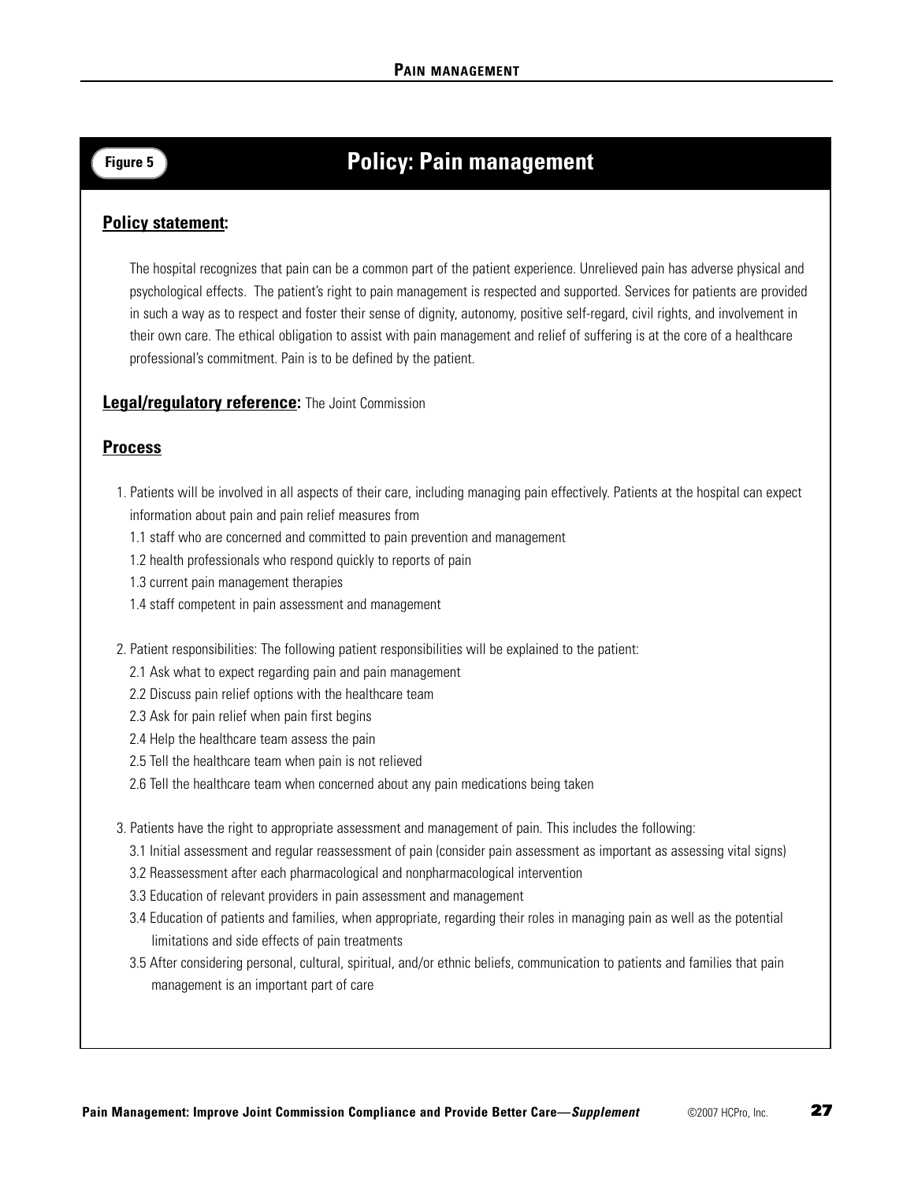**Figure 5**

# Policy: Pain management

## Policy statement:

The hospital recognizes that pain can be a common part of the patient experience. Unrelieved pain has adverse physical and psychological effects. The patient's right to pain management is respected and supported. Services for patients are provided in such a way as to respect and foster their sense of dignity, autonomy, positive self-regard, civil rights, and involvement in their own care. The ethical obligation to assist with pain management and relief of suffering is at the core of a healthcare professional's commitment. Pain is to be defined by the patient.

**Legal/regulatory reference:** The Joint Commission

## Process

1. Patients will be involved in all aspects of their care, including managing pain effectively. Patients at the hospital can expect information about pain and pain relief measures from
   - 1.1 staff who are concerned and committed to pain prevention and management
   - 1.2 health professionals who respond quickly to reports of pain
   - 1.3 current pain management therapies
   - 1.4 staff competent in pain assessment and management

2. Patient responsibilities: The following patient responsibilities will be explained to the patient:
   - 2.1 Ask what to expect regarding pain and pain management
   - 2.2 Discuss pain relief options with the healthcare team
   - 2.3 Ask for pain relief when pain first begins
   - 2.4 Help the healthcare team assess the pain
   - 2.5 Tell the healthcare team when pain is not relieved
   - 2.6 Tell the healthcare team when concerned about any pain medications being taken

3. Patients have the right to appropriate assessment and management of pain. This includes the following:
   - 3.1 Initial assessment and regular reassessment of pain (consider pain assessment as important as assessing vital signs)
   - 3.2 Reassessment after each pharmacological and nonpharmacological intervention
   - 3.3 Education of relevant providers in pain assessment and management
   - 3.4 Education of patients and families, when appropriate, regarding their roles in managing pain as well as the potential limitations and side effects of pain treatments
   - 3.5 After considering personal, cultural, spiritual, and/or ethnic beliefs, communication to patients and families that pain management is an important part of care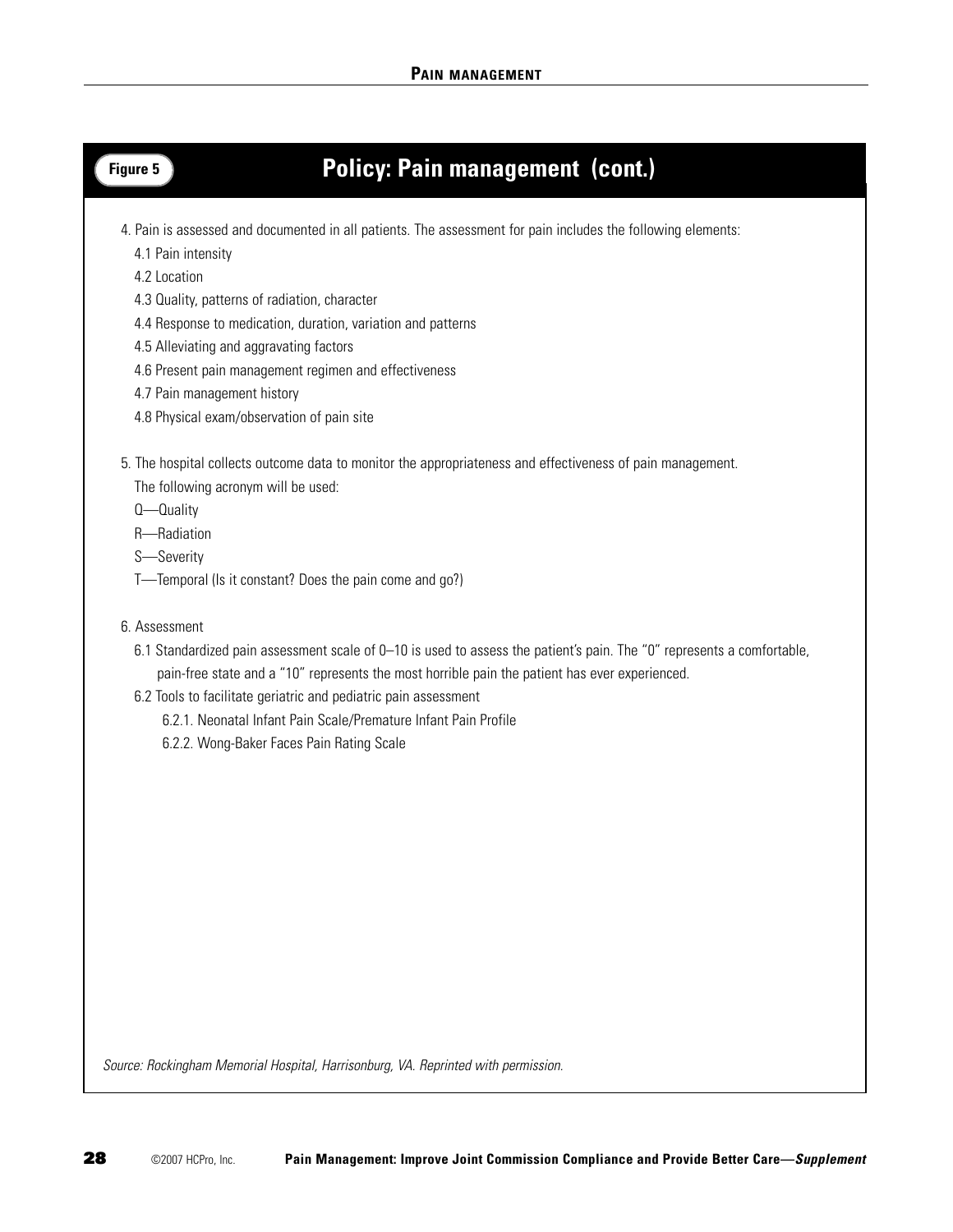**Figure 5**

## Policy: Pain management (cont.)

4. Pain is assessed and documented in all patients. The assessment for pain includes the following elements:
   - 4.1 Pain intensity
   - 4.2 Location
   - 4.3 Quality, patterns of radiation, character
   - 4.4 Response to medication, duration, variation and patterns
   - 4.5 Alleviating and aggravating factors
   - 4.6 Present pain management regimen and effectiveness
   - 4.7 Pain management history
   - 4.8 Physical exam/observation of pain site

5. The hospital collects outcome data to monitor the appropriateness and effectiveness of pain management. The following acronym will be used:
   - Q—Quality
   - R—Radiation
   - S—Severity
   - T—Temporal (Is it constant? Does the pain come and go?)

6. Assessment
   - 6.1 Standardized pain assessment scale of 0–10 is used to assess the patient's pain. The "0" represents a comfortable, pain-free state and a "10" represents the most horrible pain the patient has ever experienced.
   - 6.2 Tools to facilitate geriatric and pediatric pain assessment
     - 6.2.1. Neonatal Infant Pain Scale/Premature Infant Pain Profile
     - 6.2.2. Wong-Baker Faces Pain Rating Scale

*Source: Rockingham Memorial Hospital, Harrisonburg, VA. Reprinted with permission.*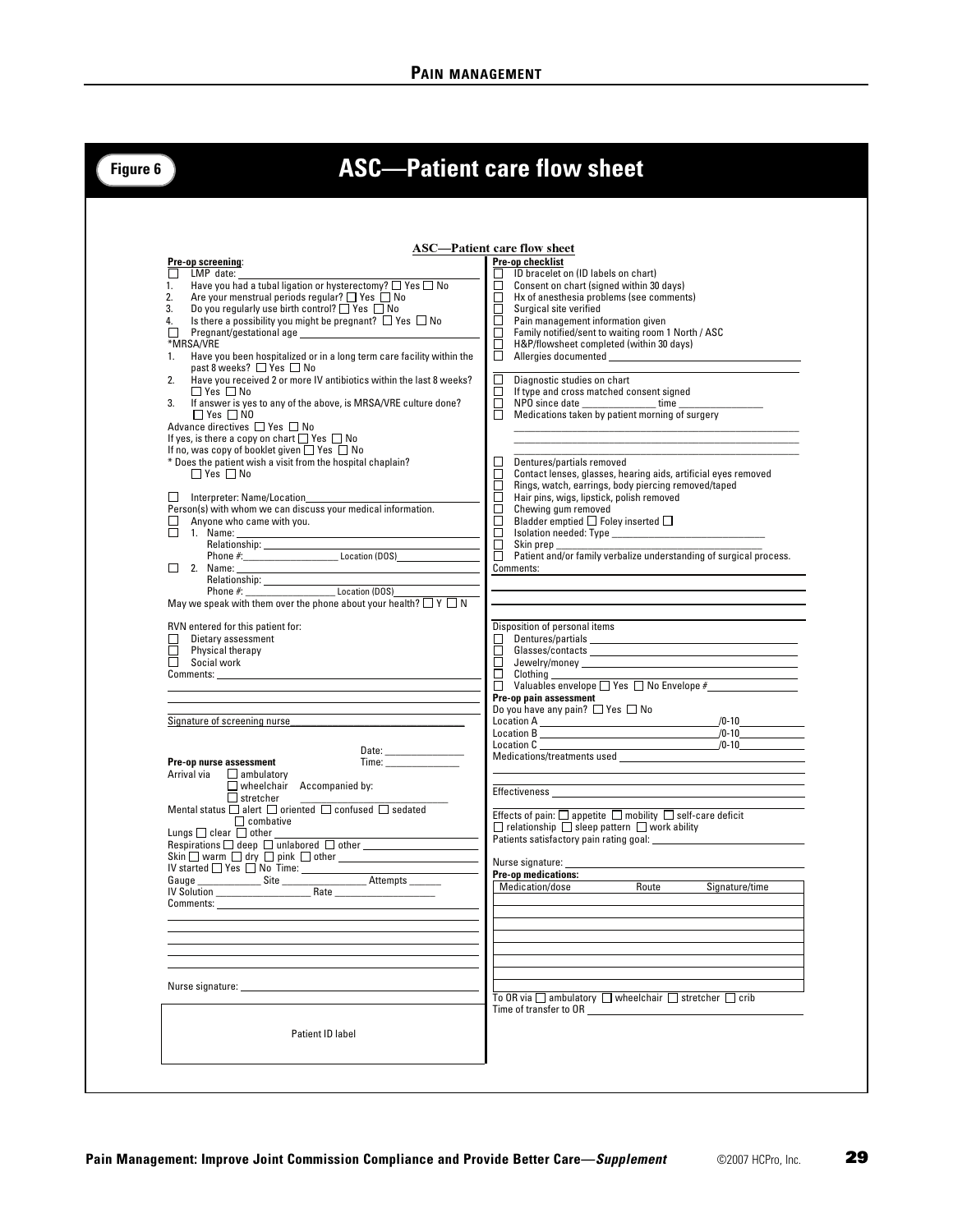Figure 6

# ASC—Patient care flow sheet

## ASC—Patient care flow sheet

**Pre-op screening**:

- ☐ LMP date: ___
1. Have you had a tubal ligation or hysterectomy? ☐ Yes ☐ No
2. Are your menstrual periods regular? ☐ Yes ☐ No
3. Do you regularly use birth control? ☐ Yes ☐ No
4. Is there a possibility you might be pregnant? ☐ Yes ☐ No

☐ Pregnant/gestational age ___

*MRSA/VRE

1. Have you been hospitalized or in a long term care facility within the past 8 weeks? ☐ Yes ☐ No
2. Have you received 2 or more IV antibiotics within the last 8 weeks? ☐ Yes ☐ No
3. If answer is yes to any of the above, is MRSA/VRE culture done? ☐ Yes ☐ NO

Advance directives ☐ Yes ☐ No

If yes, is there a copy on chart ☐ Yes ☐ No

If no, was copy of booklet given ☐ Yes ☐ No

* Does the patient wish a visit from the hospital chaplain? ☐ Yes ☐ No

☐ Interpreter: Name/Location___

Person(s) with whom we can discuss your medical information.

☐ Anyone who came with you.

☐ 1. Name: ___
Relationship: ___
Phone #:___ Location (DOS)___

☐ 2. Name: ___
Relationship: ___
Phone #: ___ Location (DOS)___

May we speak with them over the phone about your health? ☐ Y ☐ N

RVN entered for this patient for:

- ☐ Dietary assessment
- ☐ Physical therapy
- ☐ Social work

Comments: ___

Signature of screening nurse___

Date: ___
Time: ___

**Pre-op nurse assessment**

Arrival via ☐ ambulatory ☐ wheelchair ☐ stretcher Accompanied by: ___

Mental status ☐ alert ☐ oriented ☐ confused ☐ sedated ☐ combative

Lungs ☐ clear ☐ other ___

Respirations ☐ deep ☐ unlabored ☐ other ___

Skin ☐ warm ☐ dry ☐ pink ☐ other ___

IV started ☐ Yes ☐ No Time: ___

Gauge ___ Site ___ Attempts ___

IV Solution ___ Rate ___

Comments: ___

Nurse signature: ___

Patient ID label

**Pre-op checklist**

- ☐ ID bracelet on (ID labels on chart)
- ☐ Consent on chart (signed within 30 days)
- ☐ Hx of anesthesia problems (see comments)
- ☐ Surgical site verified
- ☐ Pain management information given
- ☐ Family notified/sent to waiting room 1 North / ASC
- ☐ H&P/flowsheet completed (within 30 days)
- ☐ Allergies documented ___
- ☐ Diagnostic studies on chart
- ☐ If type and cross matched consent signed
- ☐ NPO since date ___ time ___
- ☐ Medications taken by patient morning of surgery ___
- ☐ Dentures/partials removed
- ☐ Contact lenses, glasses, hearing aids, artificial eyes removed
- ☐ Rings, watch, earrings, body piercing removed/taped
- ☐ Hair pins, wigs, lipstick, polish removed
- ☐ Chewing gum removed
- ☐ Bladder emptied ☐ Foley inserted ☐
- ☐ Isolation needed: Type ___
- ☐ Skin prep ___
- ☐ Patient and/or family verbalize understanding of surgical process.

Comments: ___

Disposition of personal items

- ☐ Dentures/partials ___
- ☐ Glasses/contacts ___
- ☐ Jewelry/money ___
- ☐ Clothing ___
- ☐ Valuables envelope ☐ Yes ☐ No Envelope #___

**Pre-op pain assessment**

Do you have any pain? ☐ Yes ☐ No

Location A ___ /0-10___

Location B ___ /0-10___

Location C ___ /0-10___

Medications/treatments used ___

Effectiveness ___

Effects of pain: ☐ appetite ☐ mobility ☐ self-care deficit ☐ relationship ☐ sleep pattern ☐ work ability

Patients satisfactory pain rating goal: ___

Nurse signature: ___

**Pre-op medications:**

| Medication/dose | Route | Signature/time |
| --- | --- | --- |
| | | |
| | | |
| | | |
| | | |
| | | |
| | | |
| | | |
| | | |

To OR via ☐ ambulatory ☐ wheelchair ☐ stretcher ☐ crib

Time of transfer to OR ___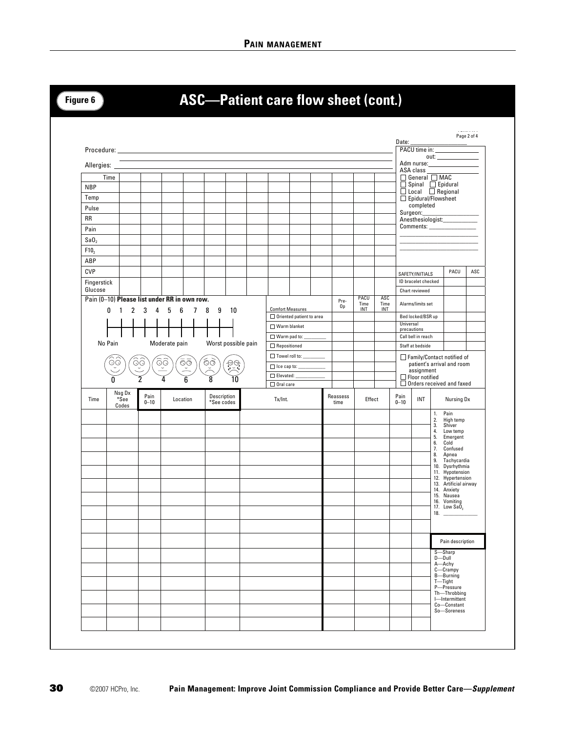# Figure 6

## ASC—Patient care flow sheet (cont.)

Page 2 of 4

Procedure: ______________________________

Allergies: ______________________________

Date: ______________

PACU time in: ______________

out: ______________

Adm nurse: ______________

ASA class ______________

☐ General ☐ MAC
☐ Spinal ☐ Epidural
☐ Local ☐ Regional
☐ Epidural/Flowsheet completed

Surgeon: ______________

Anesthesiologist: ______________

Comments: ______________

| Time | | | | | | | | | | | | | | |
|---|---|---|---|---|---|---|---|---|---|---|---|---|---|---|
| NBP | | | | | | | | | | | | | | |
| Temp | | | | | | | | | | | | | | |
| Pulse | | | | | | | | | | | | | | |
| RR | | | | | | | | | | | | | | |
| Pain | | | | | | | | | | | | | | |
| $SaO_2$ | | | | | | | | | | | | | | |
| $FIO_2$ | | | | | | | | | | | | | | |
| ABP | | | | | | | | | | | | | | |
| CVP | | | | | | | | | | | | | | |
| Fingerstick Glucose | | | | | | | | | | | | | | |

Pain (0–10) **Please list under RR in own row.**

0 1 2 3 4 5 6 7 8 9 10

No Pain — Moderate pain — Worst possible pain

Faces scale: 0 2 4 6 8 10

| Comfort Measures | Pre-Op | PACU Time INT | ASC Time INT |
|---|---|---|---|
| ☐ Oriented patient to area | | | |
| ☐ Warm blanket | | | |
| ☐ Warm pad to: ________ | | | |
| ☐ Repositioned | | | |
| ☐ Towel roll to: ________ | | | |
| ☐ Ice cap to: ________ | | | |
| ☐ Elevated: ________ | | | |
| ☐ Oral care | | | |

| SAFETY/INITIALS | PACU | ASC |
|---|---|---|
| ID bracelet checked | | |
| Chart reviewed | | |
| Alarms/limits set | | |
| Bed locked/BSR up | | |
| Universal precautions | | |
| Call bell in reach | | |
| Staff at bedside | | |

☐ Family/Contact notified of patient's arrival and room assignment
☐ Floor notified
☐ Orders received and faxed

| Time | Nsg Dx *See Codes | Pain 0–10 | Location | Description *See codes | Tx/Int. | Reassess time | Effect | Pain 0–10 | INT |
|---|---|---|---|---|---|---|---|---|---|
| | | | | | | | | | |
| | | | | | | | | | |
| | | | | | | | | | |
| | | | | | | | | | |
| | | | | | | | | | |
| | | | | | | | | | |
| | | | | | | | | | |
| | | | | | | | | | |
| | | | | | | | | | |
| | | | | | | | | | |
| | | | | | | | | | |
| | | | | | | | | | |
| | | | | | | | | | |
| | | | | | | | | | |
| | | | | | | | | | |
| | | | | | | | | | |

**Nursing Dx**

1. Pain
2. High temp
3. Shiver
4. Low temp
5. Emergent
6. Cold
7. Confused
8. Apnea
9. Tachycardia
10. Dysrhythmia
11. Hypotension
12. Hypertension
13. Artificial airway
14. Anxiety
15. Nausea
16. Vomiting
17. Low $SaO_2$
18. ____________

**Pain description**

S—Sharp
D—Dull
A—Achy
C—Crampy
B—Burning
T—Tight
P—Pressure
Th—Throbbing
I—Intermittent
Co—Constant
So—Soreness

©2007 HCPro, Inc. **Pain Management: Improve Joint Commission Compliance and Provide Better Care—*Supplement***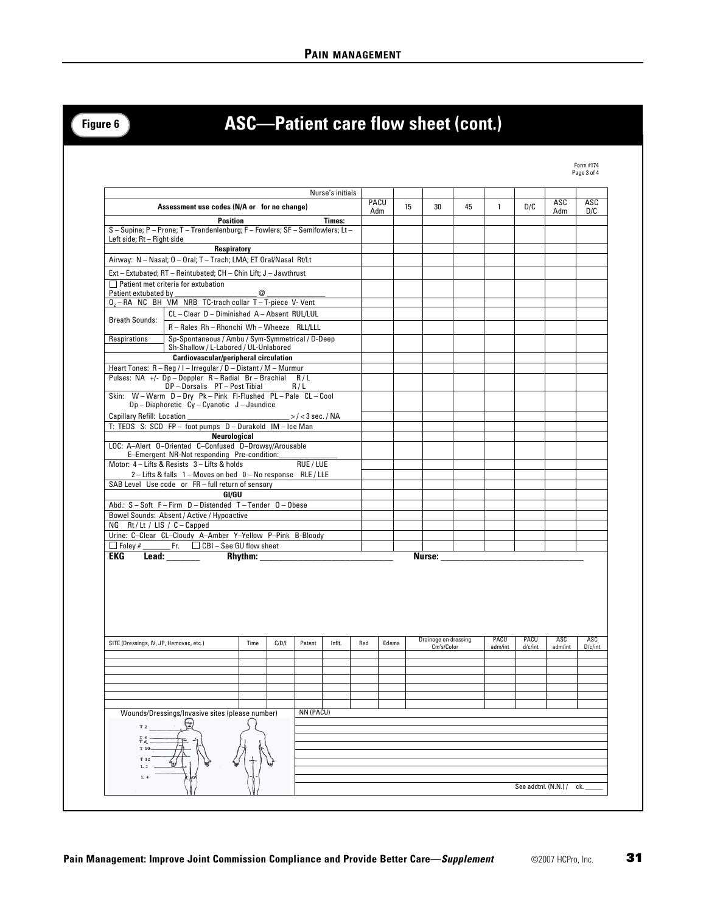**Figure 6**

# ASC—Patient care flow sheet (cont.)

Form #174
Page 3 of 4

| Nurse's initials | | | | | | | | |
|---|---|---|---|---|---|---|---|---|
| **Assessment use codes (N/A or for no change)** | PACU Adm | 15 | 30 | 45 | 1 | D/C | ASC Adm | ASC D/C |
| **Position** **Times:** | | | | | | | | |
| S – Supine; P – Prone; T – Trendenlenburg; F – Fowlers; SF – Semifowlers; Lt – Left side; Rt – Right side | | | | | | | | |
| **Respiratory** | | | | | | | | |
| Airway: N – Nasal; O – Oral; T – Trach; LMA; ET Oral/Nasal Rt/Lt | | | | | | | | |
| Ext – Extubated; RT – Reintubated; CH – Chin Lift; J – Jawthrust | | | | | | | | |
| ☐ Patient met criteria for extubation Patient extubated by ____________ @ ________ | | | | | | | | |
| $O_2$ – RA NC BH VM NRB TC-trach collar T – T-piece V- Vent | | | | | | | | |
| Breath Sounds: CL – Clear D – Diminished A – Absent RUL/LUL | | | | | | | | |
| Breath Sounds: R – Rales Rh – Rhonchi Wh – Wheeze RLL/LLL | | | | | | | | |
| Respirations: Sp-Spontaneous / Ambu / Sym-Symmetrical / D-Deep Sh-Shallow / L-Labored / UL-Unlabored | | | | | | | | |
| **Cardiovascular/peripheral circulation** | | | | | | | | |
| Heart Tones: R – Reg / I – Irregular / D – Distant / M – Murmur | | | | | | | | |
| Pulses: NA +/- Dp – Doppler R – Radial Br – Brachial R / L DP – Dorsalis PT – Post Tibial R / L | | | | | | | | |
| Skin: W – Warm D – Dry Pk – Pink Fl-Flushed PL – Pale CL – Cool Dp – Diaphoretic Cy – Cyanotic J – Jaundice | | | | | | | | |
| Capillary Refill: Location ____________ > / < 3 sec. / NA | | | | | | | | |
| T: TEDS S: SCD FP – foot pumps D – Durakold IM – Ice Man | | | | | | | | |
| **Neurological** | | | | | | | | |
| LOC: A–Alert O–Oriented C–Confused D–Drowsy/Arousable E–Emergent NR-Not responding Pre-condition:________ | | | | | | | | |
| Motor: 4 – Lifts & Resists 3 – Lifts & holds RUE / LUE | | | | | | | | |
| 2 – Lifts & falls 1 – Moves on bed 0 – No response RLE / LLE | | | | | | | | |
| SAB Level Use code or FR – full return of sensory | | | | | | | | |
| **GI/GU** | | | | | | | | |
| Abd.: S – Soft F – Firm D – Distended T – Tender O – Obese | | | | | | | | |
| Bowel Sounds: Absent / Active / Hypoactive | | | | | | | | |
| NG Rt / Lt / LIS / C – Capped | | | | | | | | |
| Urine: C–Clear CL–Cloudy A–Amber Y–Yellow P–Pink B-Bloody | | | | | | | | |
| ☐ Foley # ______ Fr. ☐ CBI – See GU flow sheet | | | | | | | | |

**EKG Lead:** ________ **Rhythm:** ____________________ **Nurse:** ____________________

| SITE (Dressings, IV, JP, Hemovac, etc.) | Time | C/D/I | Patent | Inflt. | Red | Edema | Drainage on dressing Cm's/Color | PACU adm/int | PACU d/c/int | ASC adm/int | ASC D/c/int |
|---|---|---|---|---|---|---|---|---|---|---|---|
| | | | | | | | | | | | |
| | | | | | | | | | | | |
| | | | | | | | | | | | |
| | | | | | | | | | | | |
| | | | | | | | | | | | |
| | | | | | | | | | | | |
| | | | | | | | | | | | |

Wounds/Dressings/Invasive sites (please number)

T 2, T 4, T 6, T 10, T 12, L 2, L 4

NN (PACU)

See addtnl. (N.N.) / ck. _____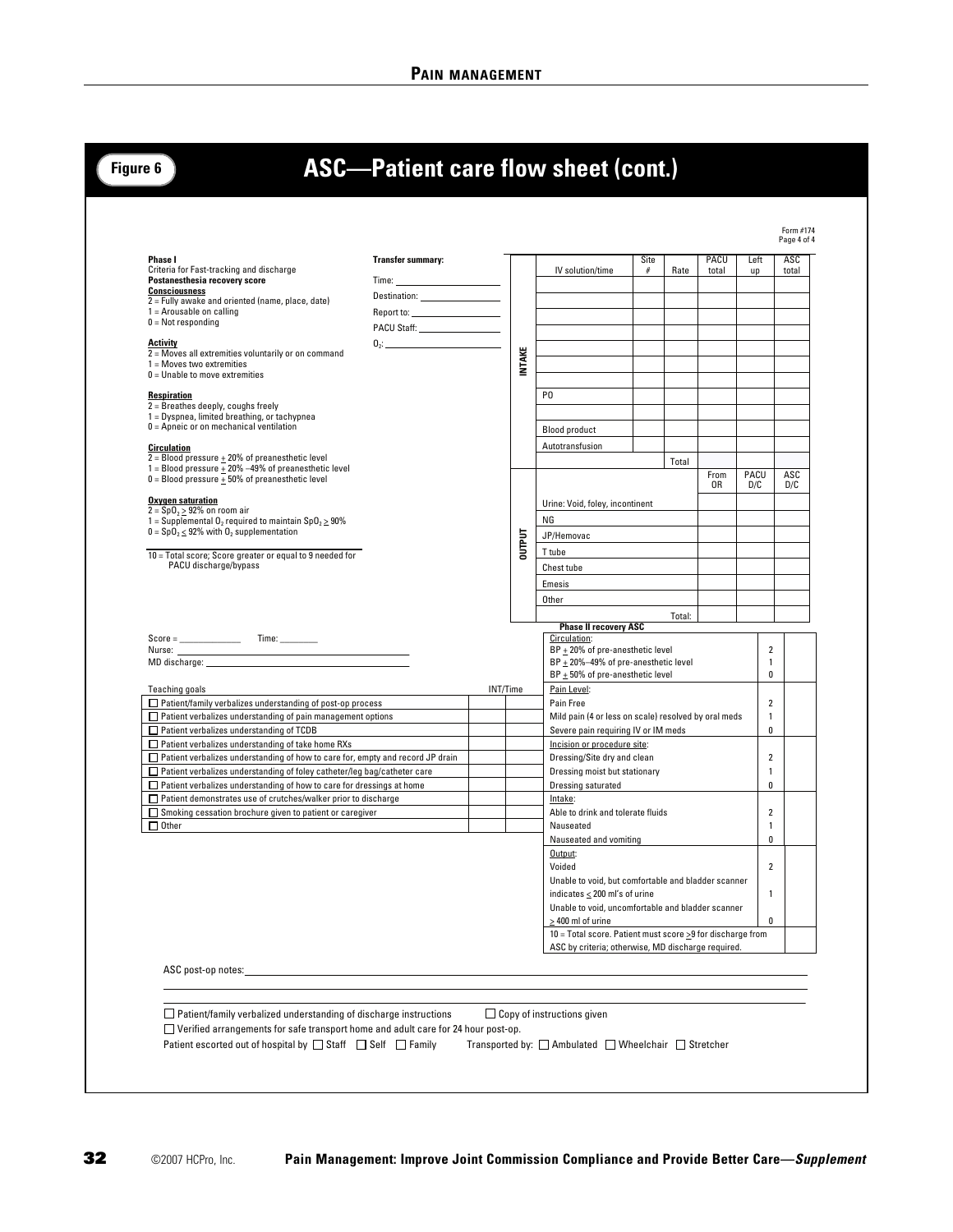## Figure 6 — ASC—Patient care flow sheet (cont.)

Form #174
Page 4 of 4

**Phase I**
Criteria for Fast-tracking and discharge
**Postanesthesia recovery score**

**Consciousness**
2 = Fully awake and oriented (name, place, date)
1 = Arousable on calling
0 = Not responding

**Activity**
2 = Moves all extremities voluntarily or on command
1 = Moves two extremities
0 = Unable to move extremities

**Respiration**
2 = Breathes deeply, coughs freely
1 = Dyspnea, limited breathing, or tachypnea
0 = Apneic or on mechanical ventilation

**Circulation**
2 = Blood pressure ± 20% of preanesthetic level
1 = Blood pressure ± 20% –49% of preanesthetic level
0 = Blood pressure ± 50% of preanesthetic level

**Oxygen saturation**
2 = $SpO_2 \geq 92\%$ on room air
1 = Supplemental $O_2$ required to maintain $SpO_2 \geq 90\%$
0 = $SpO_2 \leq 92\%$ with $O_2$ supplementation

10 = Total score; Score greater or equal to 9 needed for PACU discharge/bypass

**Transfer summary:**
Time: ____________
Destination: ____________
Report to: ____________
PACU Staff: ____________
$O_2$: ____________

**INTAKE**

| IV solution/time | Site # | Rate | PACU total | Left up | ASC total |
|---|---|---|---|---|---|
| | | | | | |
| | | | | | |
| | | | | | |
| | | | | | |
| | | | | | |
| | | | | | |
| PO | | | | | |
| | | | | | |
| Blood product | | | | | |
| Autotransfusion | | | | | |
| | | Total | | | |

**OUTPUT**

| | From OR | PACU D/C | ASC D/C |
|---|---|---|---|
| Urine: Void, foley, incontinent | | | |
| NG | | | |
| JP/Hemovac | | | |
| T tube | | | |
| Chest tube | | | |
| Emesis | | | |
| Other | | | |
| Total: | | | |

Score = ____________ Time: ________
Nurse: ____________
MD discharge: ____________

| Teaching goals | INT/Time | |
|---|---|---|
| ☐ Patient/family verbalizes understanding of post-op process | | |
| ☐ Patient verbalizes understanding of pain management options | | |
| ☐ Patient verbalizes understanding of TCDB | | |
| ☐ Patient verbalizes understanding of take home RXs | | |
| ☐ Patient verbalizes understanding of how to care for, empty and record JP drain | | |
| ☐ Patient verbalizes understanding of foley catheter/leg bag/catheter care | | |
| ☐ Patient verbalizes understanding of how to care for dressings at home | | |
| ☐ Patient demonstrates use of crutches/walker prior to discharge | | |
| ☐ Smoking cessation brochure given to patient or caregiver | | |
| ☐ Other | | |

**Phase II recovery ASC**

| | Score | |
|---|---|---|
| Circulation: | | |
| BP ± 20% of pre-anesthetic level | 2 | |
| BP ± 20%–49% of pre-anesthetic level | 1 | |
| BP ± 50% of pre-anesthetic level | 0 | |
| Pain Level: | | |
| Pain Free | 2 | |
| Mild pain (4 or less on scale) resolved by oral meds | 1 | |
| Severe pain requiring IV or IM meds | 0 | |
| Incision or procedure site: | | |
| Dressing/Site dry and clean | 2 | |
| Dressing moist but stationary | 1 | |
| Dressing saturated | 0 | |
| Intake: | | |
| Able to drink and tolerate fluids | 2 | |
| Nauseated | 1 | |
| Nauseated and vomiting | 0 | |
| Output: | | |
| Voided | 2 | |
| Unable to void, but comfortable and bladder scanner indicates ≤ 200 ml's of urine | 1 | |
| Unable to void, uncomfortable and bladder scanner ≥ 400 ml of urine | 0 | |
| 10 = Total score. Patient must score ≥9 for discharge from ASC by criteria; otherwise, MD discharge required. | | |

ASC post-op notes: ____________

☐ Patient/family verbalized understanding of discharge instructions ☐ Copy of instructions given
☐ Verified arrangements for safe transport home and adult care for 24 hour post-op.
Patient escorted out of hospital by ☐ Staff ☐ Self ☐ Family Transported by: ☐ Ambulated ☐ Wheelchair ☐ Stretcher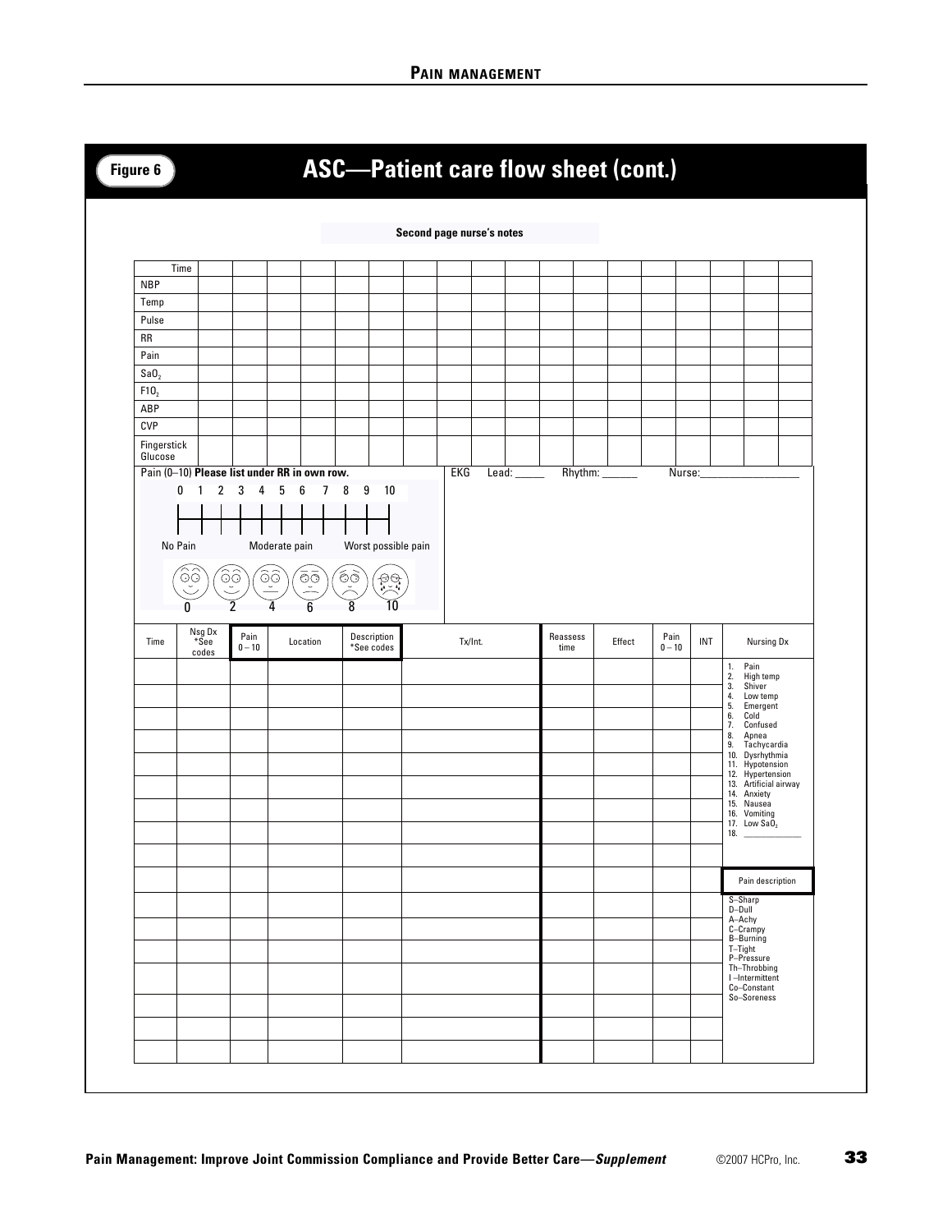## Figure 6

# ASC—Patient care flow sheet (cont.)

**Second page nurse's notes**

| Time | | | | | | | | | | | | | | | | | | |
|---|---|---|---|---|---|---|---|---|---|---|---|---|---|---|---|---|---|---|
| NBP | | | | | | | | | | | | | | | | | | |
| Temp | | | | | | | | | | | | | | | | | | |
| Pulse | | | | | | | | | | | | | | | | | | |
| RR | | | | | | | | | | | | | | | | | | |
| Pain | | | | | | | | | | | | | | | | | | |
| $SaO_2$ | | | | | | | | | | | | | | | | | | |
| $FIO_2$ | | | | | | | | | | | | | | | | | | |
| ABP | | | | | | | | | | | | | | | | | | |
| CVP | | | | | | | | | | | | | | | | | | |
| Fingerstick Glucose | | | | | | | | | | | | | | | | | | |

Pain (0–10) **Please list under RR in own row.**

0 1 2 3 4 5 6 7 8 9 10

No Pain — Moderate pain — Worst possible pain

0 2 4 6 8 10

EKG Lead: _____ Rhythm: ______ Nurse:_________________

| Time | Nsg Dx *See codes | Pain 0 – 10 | Location | Description *See codes | Tx/Int. | Reassess time | Effect | Pain 0 – 10 | INT |
|---|---|---|---|---|---|---|---|---|---|
| | | | | | | | | | |
| | | | | | | | | | |
| | | | | | | | | | |
| | | | | | | | | | |
| | | | | | | | | | |
| | | | | | | | | | |
| | | | | | | | | | |
| | | | | | | | | | |
| | | | | | | | | | |
| | | | | | | | | | |
| | | | | | | | | | |
| | | | | | | | | | |
| | | | | | | | | | |
| | | | | | | | | | |
| | | | | | | | | | |
| | | | | | | | | | |
| | | | | | | | | | |

**Nursing Dx**

1. Pain
2. High temp
3. Shiver
4. Low temp
5. Emergent
6. Cold
7. Confused
8. Apnea
9. Tachycardia
10. Dysrhythmia
11. Hypotension
12. Hypertension
13. Artificial airway
14. Anxiety
15. Nausea
16. Vomiting
17. Low $SaO_2$
18. ____________

**Pain description**

S–Sharp
D–Dull
A–Achy
C–Crampy
B–Burning
T–Tight
P–Pressure
Th–Throbbing
I–Intermittent
Co–Constant
So–Soreness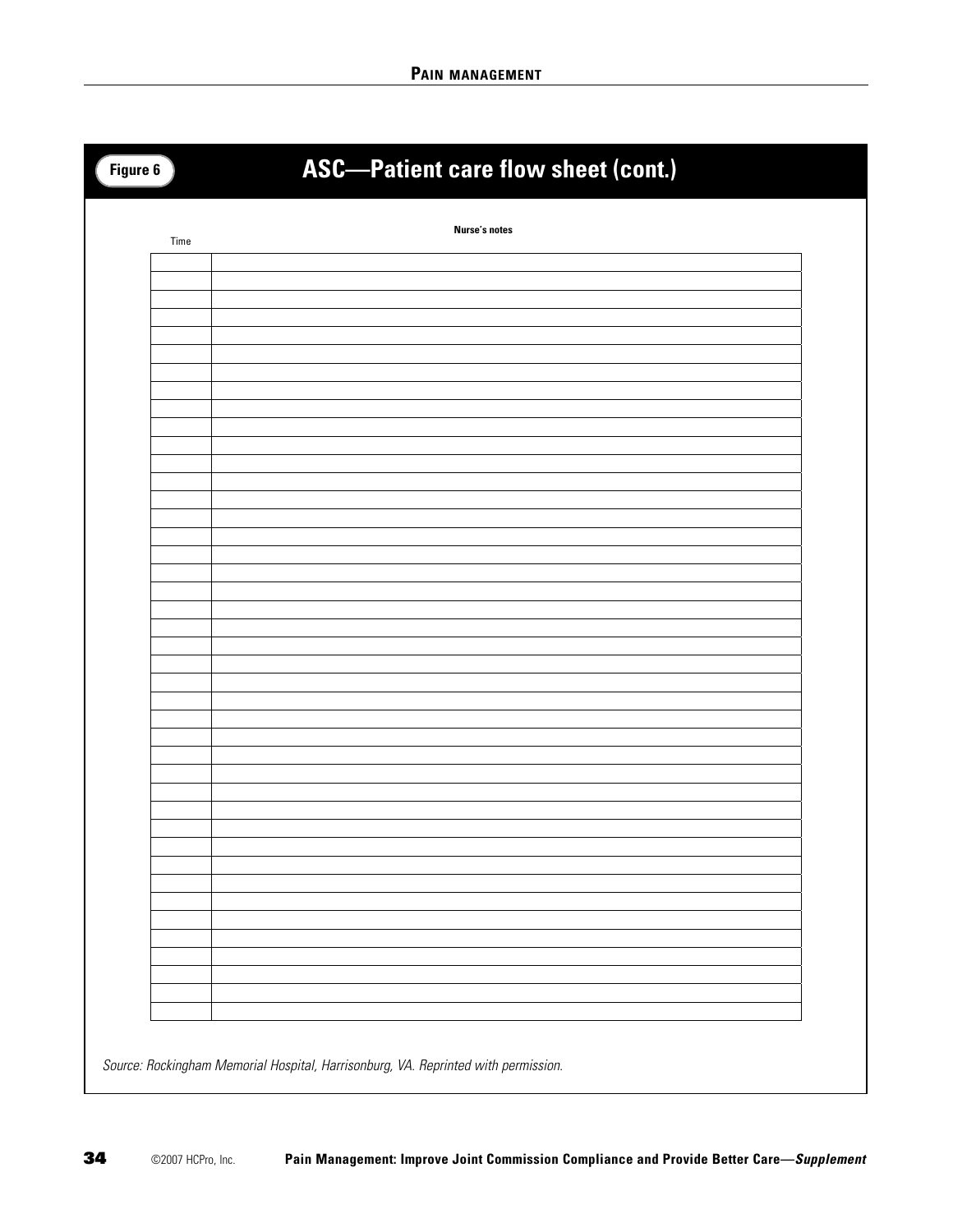**Figure 6**

# ASC—Patient care flow sheet (cont.)

| Time | Nurse's notes |
|---|---|
| | |
| | |
| | |
| | |
| | |
| | |
| | |
| | |
| | |
| | |
| | |
| | |
| | |
| | |
| | |
| | |
| | |
| | |
| | |
| | |
| | |
| | |
| | |
| | |
| | |
| | |
| | |
| | |
| | |
| | |
| | |
| | |
| | |
| | |
| | |
| | |
| | |
| | |
| | |
| | |
| | |
| | |
| | |

*Source: Rockingham Memorial Hospital, Harrisonburg, VA. Reprinted with permission.*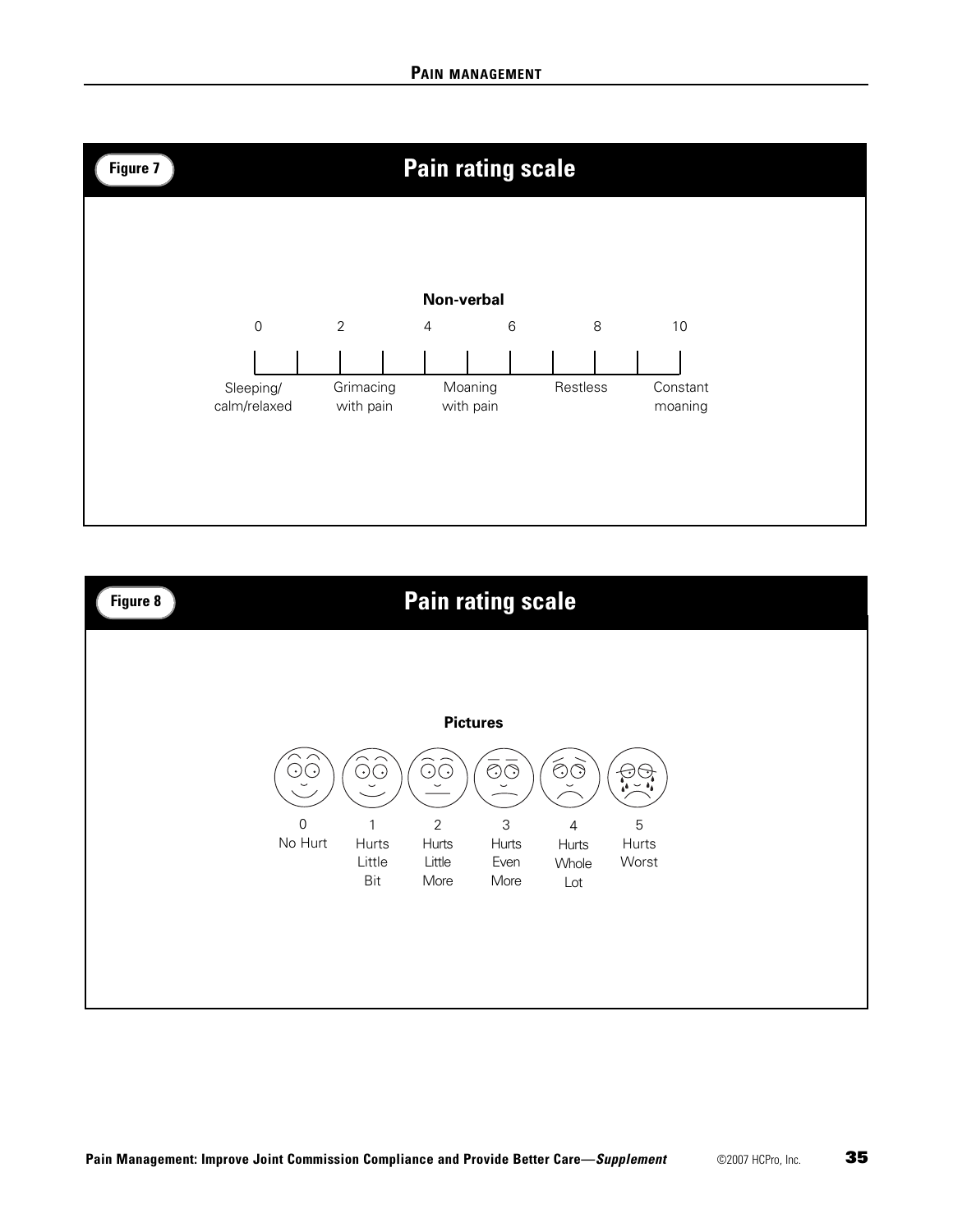**Figure 7**

## Pain rating scale

**Non-verbal**

| 0 | 2 | 4 | 6 | 8 | 10 |
|---|---|---|---|---|---|
| Sleeping/ calm/relaxed | Grimacing with pain | Moaning with pain | | Restless | Constant moaning |

**Figure 8**

## Pain rating scale

**Pictures**

| 0 | 1 | 2 | 3 | 4 | 5 |
|---|---|---|---|---|---|
| No Hurt | Hurts Little Bit | Hurts Little More | Hurts Even More | Hurts Whole Lot | Hurts Worst |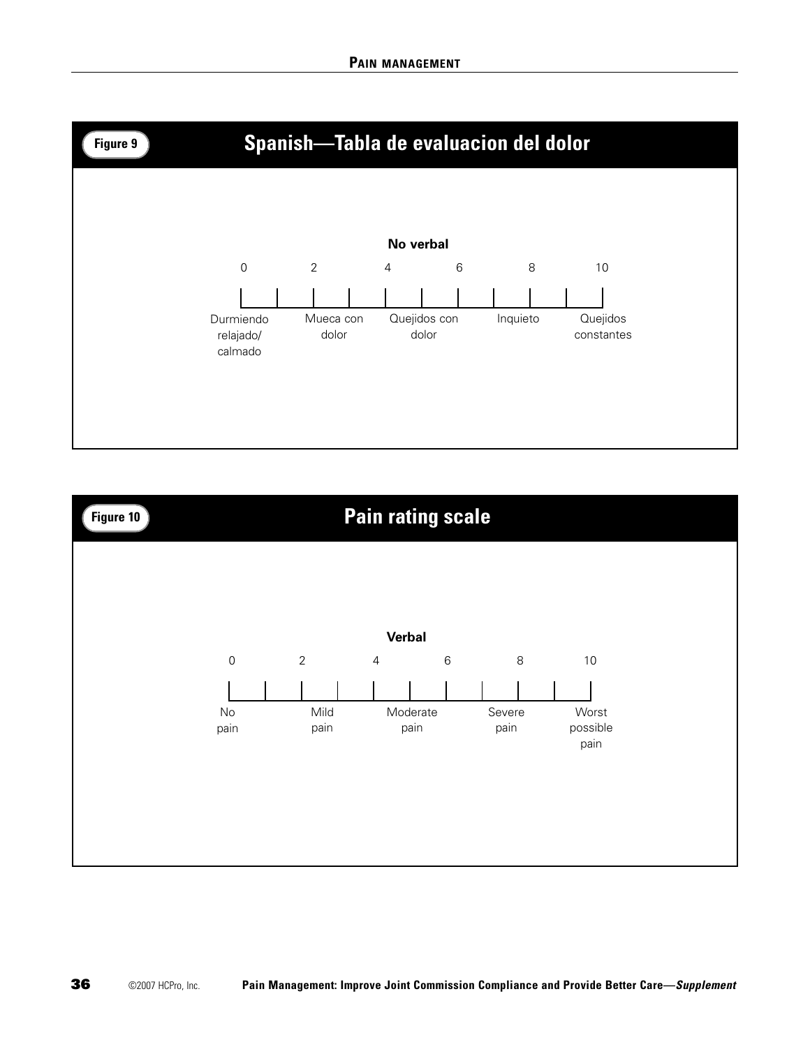Figure 9

## Spanish—Tabla de evaluacion del dolor

**No verbal**

| 0 | 2 | 4 | 6 | 8 | 10 |
|---|---|---|---|---|---|
| Durmiendo relajado/ calmado | Mueca con dolor | Quejidos con dolor | | Inquieto | Quejidos constantes |

Figure 10

## Pain rating scale

**Verbal**

| 0 | 2 | 4 | 6 | 8 | 10 |
|---|---|---|---|---|---|
| No pain | Mild pain | Moderate pain | | Severe pain | Worst possible pain |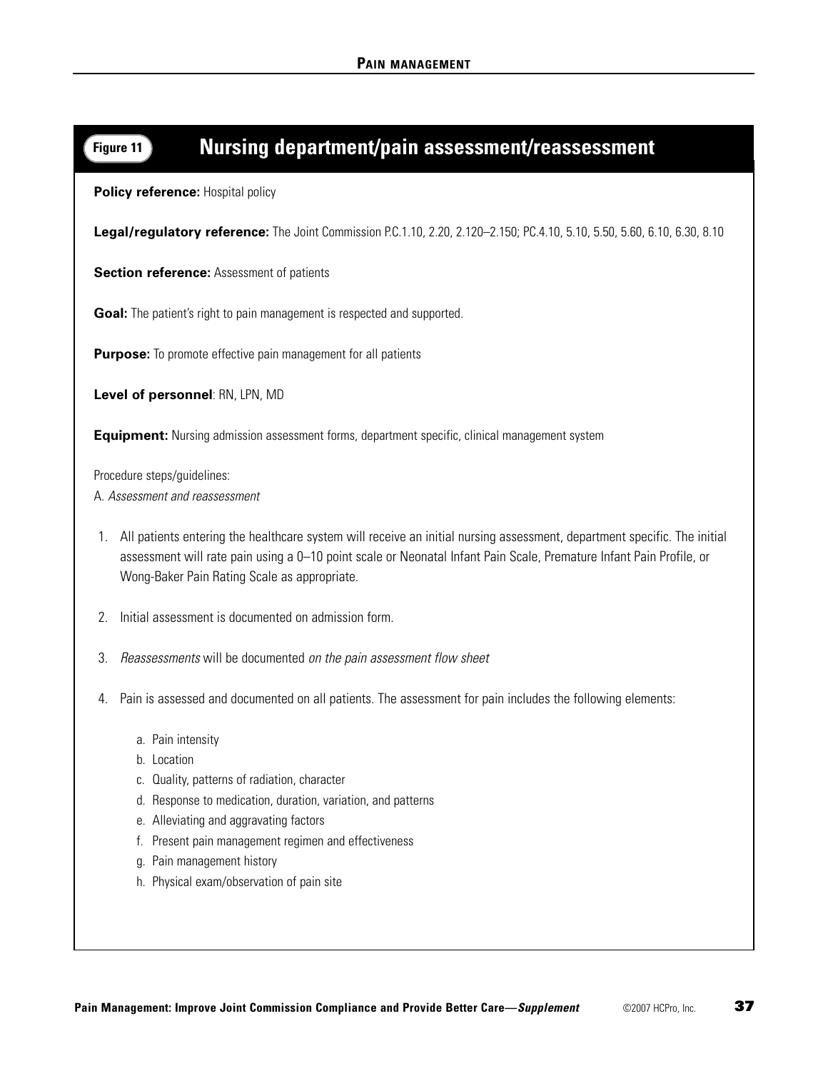## Figure 11 Nursing department/pain assessment/reassessment

**Policy reference:** Hospital policy

**Legal/regulatory reference:** The Joint Commission P.C.1.10, 2.20, 2.120–2.150; PC.4.10, 5.10, 5.50, 5.60, 6.10, 6.30, 8.10

**Section reference:** Assessment of patients

**Goal:** The patient's right to pain management is respected and supported.

**Purpose:** To promote effective pain management for all patients

**Level of personnel**: RN, LPN, MD

**Equipment:** Nursing admission assessment forms, department specific, clinical management system

Procedure steps/guidelines:

A. *Assessment and reassessment*

1. All patients entering the healthcare system will receive an initial nursing assessment, department specific. The initial assessment will rate pain using a 0–10 point scale or Neonatal Infant Pain Scale, Premature Infant Pain Profile, or Wong-Baker Pain Rating Scale as appropriate.
2. Initial assessment is documented on admission form.
3. *Reassessments* will be documented *on the pain assessment flow sheet*
4. Pain is assessed and documented on all patients. The assessment for pain includes the following elements:
   a. Pain intensity
   b. Location
   c. Quality, patterns of radiation, character
   d. Response to medication, duration, variation, and patterns
   e. Alleviating and aggravating factors
   f. Present pain management regimen and effectiveness
   g. Pain management history
   h. Physical exam/observation of pain site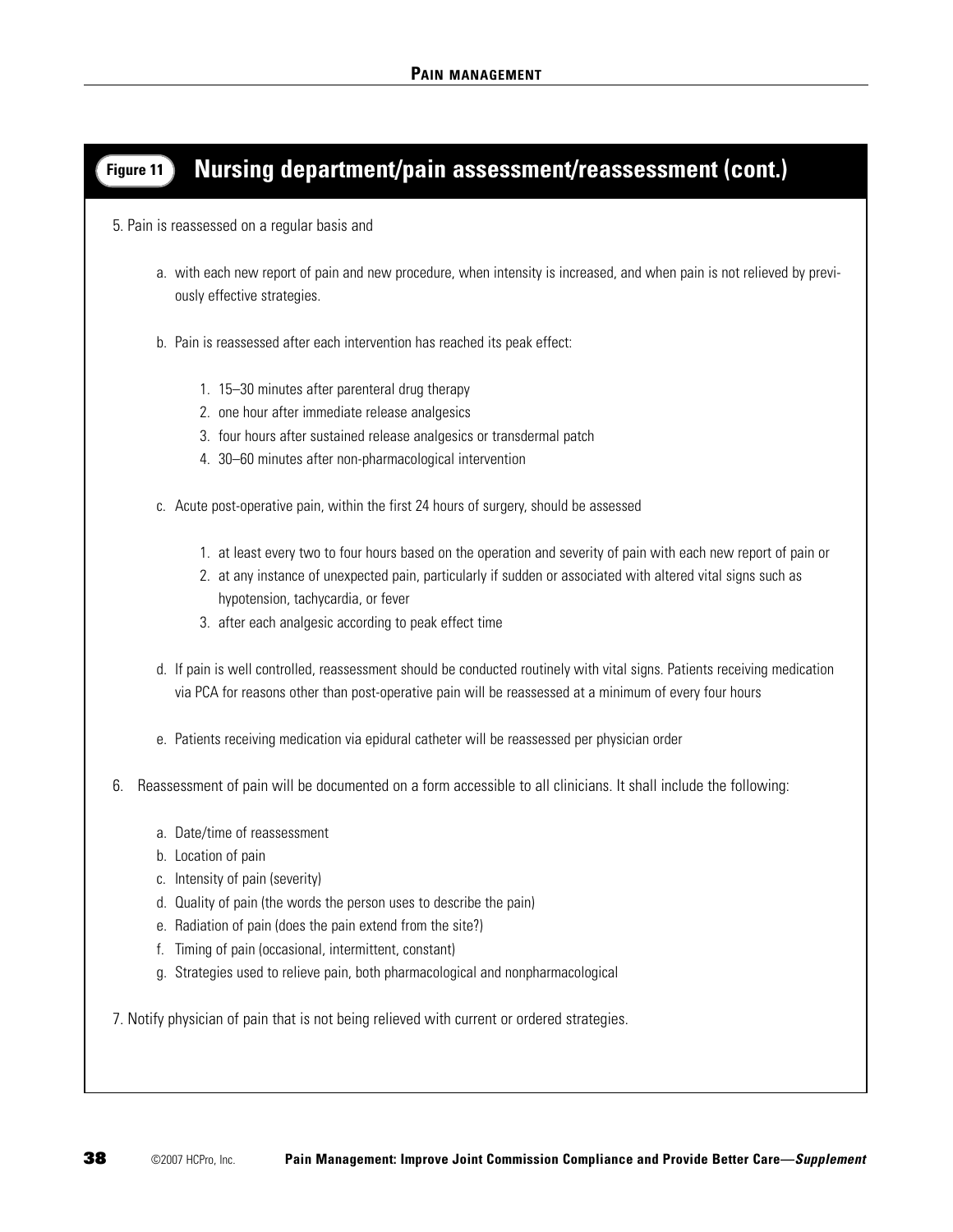## Figure 11 Nursing department/pain assessment/reassessment (cont.)

5. Pain is reassessed on a regular basis and

   a. with each new report of pain and new procedure, when intensity is increased, and when pain is not relieved by previously effective strategies.

   b. Pain is reassessed after each intervention has reached its peak effect:

      1. 15–30 minutes after parenteral drug therapy
      2. one hour after immediate release analgesics
      3. four hours after sustained release analgesics or transdermal patch
      4. 30–60 minutes after non-pharmacological intervention

   c. Acute post-operative pain, within the first 24 hours of surgery, should be assessed

      1. at least every two to four hours based on the operation and severity of pain with each new report of pain or
      2. at any instance of unexpected pain, particularly if sudden or associated with altered vital signs such as hypotension, tachycardia, or fever
      3. after each analgesic according to peak effect time

   d. If pain is well controlled, reassessment should be conducted routinely with vital signs. Patients receiving medication via PCA for reasons other than post-operative pain will be reassessed at a minimum of every four hours

   e. Patients receiving medication via epidural catheter will be reassessed per physician order

6. Reassessment of pain will be documented on a form accessible to all clinicians. It shall include the following:

   a. Date/time of reassessment
   b. Location of pain
   c. Intensity of pain (severity)
   d. Quality of pain (the words the person uses to describe the pain)
   e. Radiation of pain (does the pain extend from the site?)
   f. Timing of pain (occasional, intermittent, constant)
   g. Strategies used to relieve pain, both pharmacological and nonpharmacological

7. Notify physician of pain that is not being relieved with current or ordered strategies.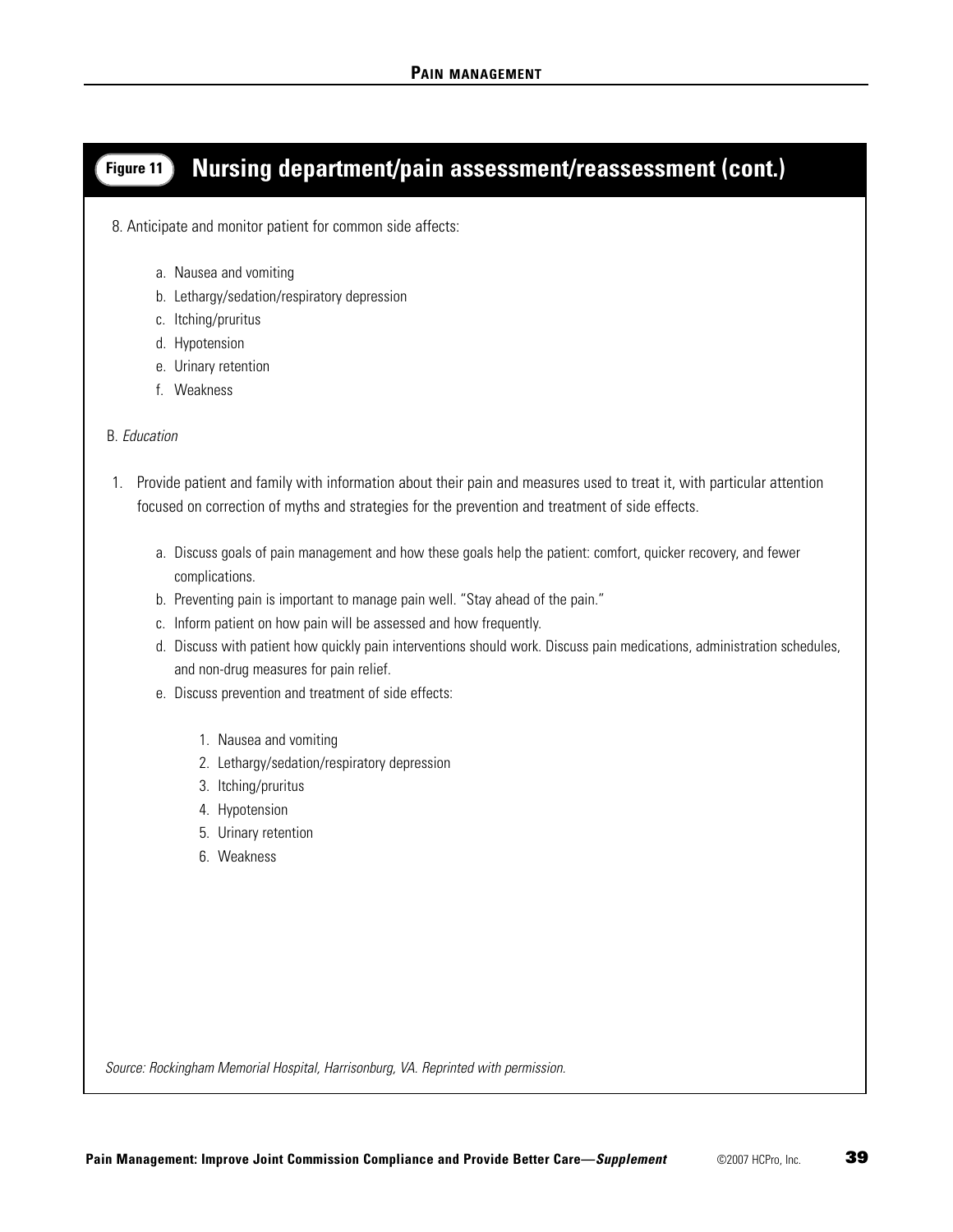## Figure 11 Nursing department/pain assessment/reassessment (cont.)

8. Anticipate and monitor patient for common side affects:

   a. Nausea and vomiting
   b. Lethargy/sedation/respiratory depression
   c. Itching/pruritus
   d. Hypotension
   e. Urinary retention
   f. Weakness

B. *Education*

1. Provide patient and family with information about their pain and measures used to treat it, with particular attention focused on correction of myths and strategies for the prevention and treatment of side effects.

   a. Discuss goals of pain management and how these goals help the patient: comfort, quicker recovery, and fewer complications.
   b. Preventing pain is important to manage pain well. "Stay ahead of the pain."
   c. Inform patient on how pain will be assessed and how frequently.
   d. Discuss with patient how quickly pain interventions should work. Discuss pain medications, administration schedules, and non-drug measures for pain relief.
   e. Discuss prevention and treatment of side effects:

      1. Nausea and vomiting
      2. Lethargy/sedation/respiratory depression
      3. Itching/pruritus
      4. Hypotension
      5. Urinary retention
      6. Weakness

*Source: Rockingham Memorial Hospital, Harrisonburg, VA. Reprinted with permission.*